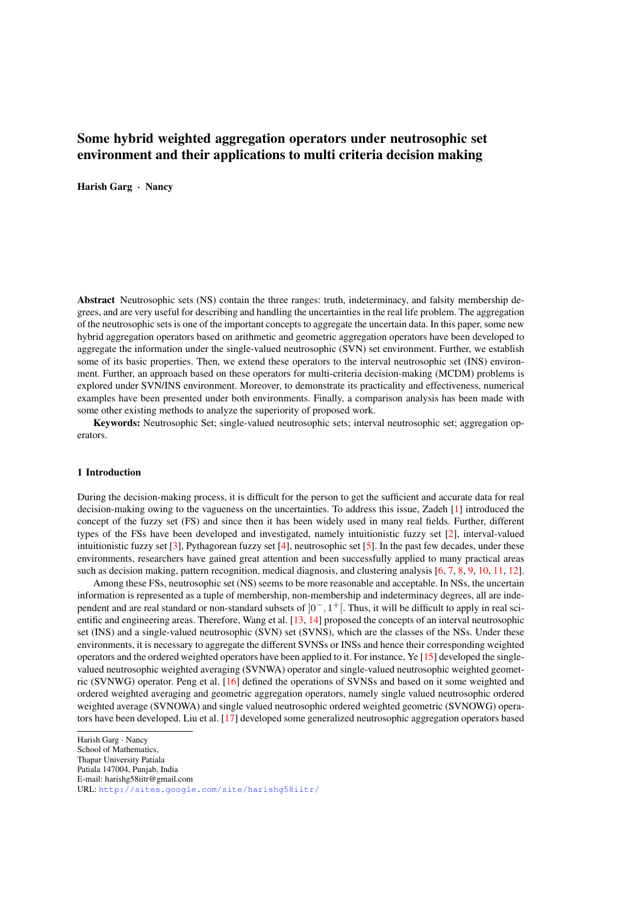# Some hybrid weighted aggregation operators under neutrosophic set environment and their applications to multi criteria decision making

**Harish Garg · Nancy**

**Abstract** Neutrosophic sets (NS) contain the three ranges: truth, indeterminacy, and falsity membership degrees, and are very useful for describing and handling the uncertainties in the real life problem. The aggregation of the neutrosophic sets is one of the important concepts to aggregate the uncertain data. In this paper, some new hybrid aggregation operators based on arithmetic and geometric aggregation operators have been developed to aggregate the information under the single-valued neutrosophic (SVN) set environment. Further, we establish some of its basic properties. Then, we extend these operators to the interval neutrosophic set (INS) environment. Further, an approach based on these operators for multi-criteria decision-making (MCDM) problems is explored under SVN/INS environment. Moreover, to demonstrate its practicality and effectiveness, numerical examples have been presented under both environments. Finally, a comparison analysis has been made with some other existing methods to analyze the superiority of proposed work.

**Keywords:** Neutrosophic Set; single-valued neutrosophic sets; interval neutrosophic set; aggregation operators.

## 1 Introduction

During the decision-making process, it is difficult for the person to get the sufficient and accurate data for real decision-making owing to the vagueness on the uncertainties. To address this issue, Zadeh [1] introduced the concept of the fuzzy set (FS) and since then it has been widely used in many real fields. Further, different types of the FSs have been developed and investigated, namely intuitionistic fuzzy set [2], interval-valued intuitionistic fuzzy set [3], Pythagorean fuzzy set [4], neutrosophic set [5]. In the past few decades, under these environments, researchers have gained great attention and been successfully applied to many practical areas such as decision making, pattern recognition, medical diagnosis, and clustering analysis [6, 7, 8, 9, 10, 11, 12].

Among these FSs, neutrosophic set (NS) seems to be more reasonable and acceptable. In NSs, the uncertain information is represented as a tuple of membership, non-membership and indeterminacy degrees, all are independent and are real standard or non-standard subsets of $]0^-, 1^+[$. Thus, it will be difficult to apply in real scientific and engineering areas. Therefore, Wang et al. [13, 14] proposed the concepts of an interval neutrosophic set (INS) and a single-valued neutrosophic (SVN) set (SVNS), which are the classes of the NSs. Under these environments, it is necessary to aggregate the different SVNSs or INSs and hence their corresponding weighted operators and the ordered weighted operators have been applied to it. For instance, Ye [15] developed the single-valued neutrosophic weighted averaging (SVNWA) operator and single-valued neutrosophic weighted geometric (SVNWG) operator. Peng et al. [16] defined the operations of SVNSs and based on it some weighted and ordered weighted averaging and geometric aggregation operators, namely single valued neutrosophic ordered weighted average (SVNOWA) and single valued neutrosophic ordered weighted geometric (SVNOWG) operators have been developed. Liu et al. [17] developed some generalized neutrosophic aggregation operators based

---

Harish Garg · Nancy
School of Mathematics,
Thapar University Patiala
Patiala 147004, Punjab, India
E-mail: harishg58iitr@gmail.com
URL: http://sites.google.com/site/harishg58iitr/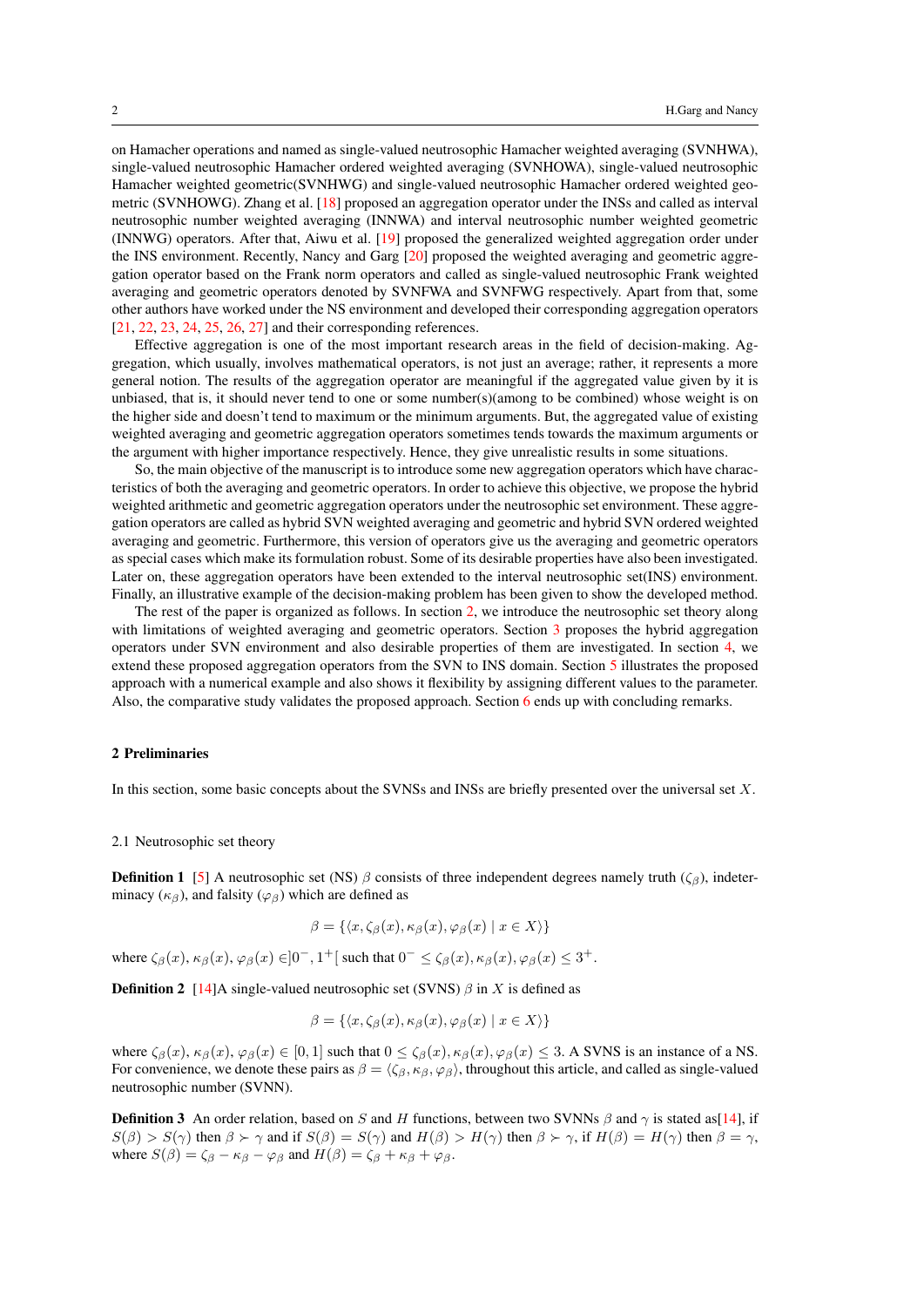on Hamacher operations and named as single-valued neutrosophic Hamacher weighted averaging (SVNHWA), single-valued neutrosophic Hamacher ordered weighted averaging (SVNHOWA), single-valued neutrosophic Hamacher weighted geometric(SVNHWG) and single-valued neutrosophic Hamacher ordered weighted geometric (SVNHOWG). Zhang et al. [18] proposed an aggregation operator under the INSs and called as interval neutrosophic number weighted averaging (INNWA) and interval neutrosophic number weighted geometric (INNWG) operators. After that, Aiwu et al. [19] proposed the generalized weighted aggregation order under the INS environment. Recently, Nancy and Garg [20] proposed the weighted averaging and geometric aggregation operator based on the Frank norm operators and called as single-valued neutrosophic Frank weighted averaging and geometric operators denoted by SVNFWA and SVNFWG respectively. Apart from that, some other authors have worked under the NS environment and developed their corresponding aggregation operators [21, 22, 23, 24, 25, 26, 27] and their corresponding references.

Effective aggregation is one of the most important research areas in the field of decision-making. Aggregation, which usually, involves mathematical operators, is not just an average; rather, it represents a more general notion. The results of the aggregation operator are meaningful if the aggregated value given by it is unbiased, that is, it should never tend to one or some number(s)(among to be combined) whose weight is on the higher side and doesn't tend to maximum or the minimum arguments. But, the aggregated value of existing weighted averaging and geometric aggregation operators sometimes tends towards the maximum arguments or the argument with higher importance respectively. Hence, they give unrealistic results in some situations.

So, the main objective of the manuscript is to introduce some new aggregation operators which have characteristics of both the averaging and geometric operators. In order to achieve this objective, we propose the hybrid weighted arithmetic and geometric aggregation operators under the neutrosophic set environment. These aggregation operators are called as hybrid SVN weighted averaging and geometric and hybrid SVN ordered weighted averaging and geometric. Furthermore, this version of operators give us the averaging and geometric operators as special cases which make its formulation robust. Some of its desirable properties have also been investigated. Later on, these aggregation operators have been extended to the interval neutrosophic set(INS) environment. Finally, an illustrative example of the decision-making problem has been given to show the developed method.

The rest of the paper is organized as follows. In section 2, we introduce the neutrosophic set theory along with limitations of weighted averaging and geometric operators. Section 3 proposes the hybrid aggregation operators under SVN environment and also desirable properties of them are investigated. In section 4, we extend these proposed aggregation operators from the SVN to INS domain. Section 5 illustrates the proposed approach with a numerical example and also shows it flexibility by assigning different values to the parameter. Also, the comparative study validates the proposed approach. Section 6 ends up with concluding remarks.

## 2 Preliminaries

In this section, some basic concepts about the SVNSs and INSs are briefly presented over the universal set $X$.

### 2.1 Neutrosophic set theory

**Definition 1** [5] A neutrosophic set (NS) $\beta$ consists of three independent degrees namely truth ($\zeta_\beta$), indeterminacy ($\kappa_\beta$), and falsity ($\varphi_\beta$) which are defined as

$$\beta = \{\langle x, \zeta_\beta(x), \kappa_\beta(x), \varphi_\beta(x) \mid x \in X\rangle\}$$

where $\zeta_\beta(x)$, $\kappa_\beta(x)$, $\varphi_\beta(x) \in ]0^-, 1^+[$ such that $0^- \leq \zeta_\beta(x), \kappa_\beta(x), \varphi_\beta(x) \leq 3^+$.

**Definition 2** [14]A single-valued neutrosophic set (SVNS) $\beta$ in $X$ is defined as

$$\beta = \{\langle x, \zeta_\beta(x), \kappa_\beta(x), \varphi_\beta(x) \mid x \in X\rangle\}$$

where $\zeta_\beta(x)$, $\kappa_\beta(x)$, $\varphi_\beta(x) \in [0, 1]$ such that $0 \leq \zeta_\beta(x), \kappa_\beta(x), \varphi_\beta(x) \leq 3$. A SVNS is an instance of a NS. For convenience, we denote these pairs as $\beta = \langle \zeta_\beta, \kappa_\beta, \varphi_\beta \rangle$, throughout this article, and called as single-valued neutrosophic number (SVNN).

**Definition 3** An order relation, based on $S$ and $H$ functions, between two SVNNs $\beta$ and $\gamma$ is stated as[14], if $S(\beta) > S(\gamma)$ then $\beta \succ \gamma$ and if $S(\beta) = S(\gamma)$ and $H(\beta) > H(\gamma)$ then $\beta \succ \gamma$, if $H(\beta) = H(\gamma)$ then $\beta = \gamma$, where $S(\beta) = \zeta_\beta - \kappa_\beta - \varphi_\beta$ and $H(\beta) = \zeta_\beta + \kappa_\beta + \varphi_\beta$.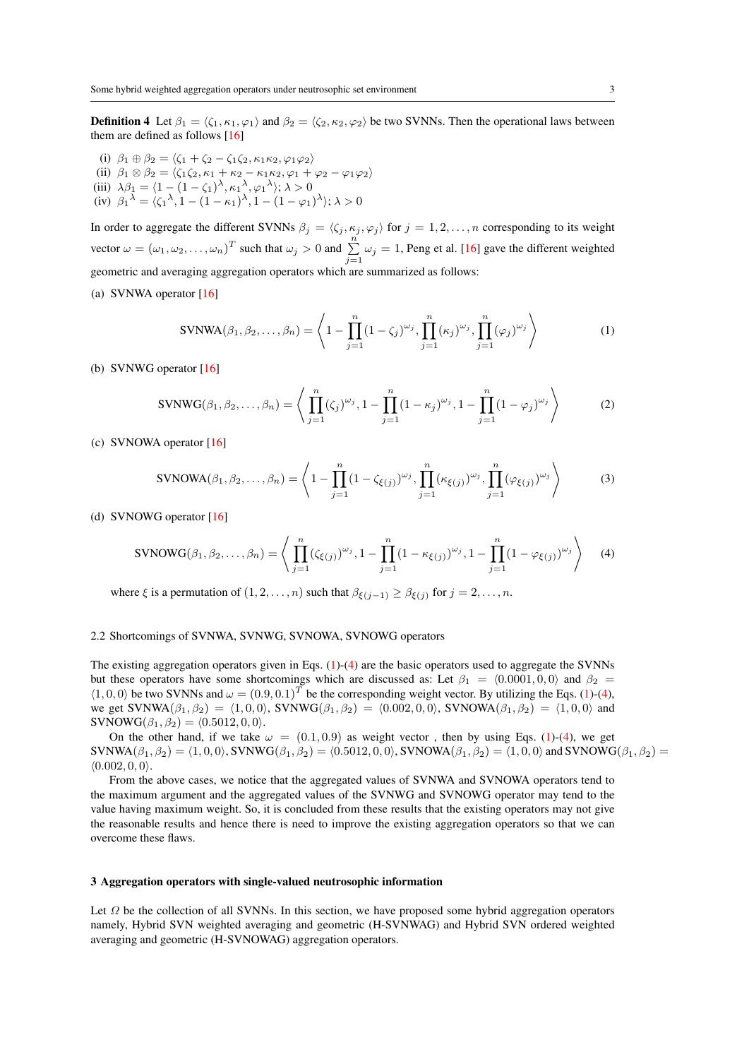**Definition 4** Let $\beta_1 = \langle \zeta_1, \kappa_1, \varphi_1 \rangle$ and $\beta_2 = \langle \zeta_2, \kappa_2, \varphi_2 \rangle$ be two SVNNs. Then the operational laws between them are defined as follows [16]

(i) $\beta_1 \oplus \beta_2 = \langle \zeta_1 + \zeta_2 - \zeta_1\zeta_2, \kappa_1\kappa_2, \varphi_1\varphi_2 \rangle$
(ii) $\beta_1 \otimes \beta_2 = \langle \zeta_1\zeta_2, \kappa_1 + \kappa_2 - \kappa_1\kappa_2, \varphi_1 + \varphi_2 - \varphi_1\varphi_2 \rangle$
(iii) $\lambda\beta_1 = \langle 1 - (1-\zeta_1)^{\lambda}, {\kappa_1}^{\lambda}, {\varphi_1}^{\lambda} \rangle; \lambda > 0$
(iv) ${\beta_1}^{\lambda} = \langle {\zeta_1}^{\lambda}, 1 - (1-\kappa_1)^{\lambda}, 1 - (1-\varphi_1)^{\lambda} \rangle; \lambda > 0$

In order to aggregate the different SVNNs $\beta_j = \langle \zeta_j, \kappa_j, \varphi_j \rangle$ for $j = 1, 2, \ldots, n$ corresponding to its weight vector $\omega = (\omega_1, \omega_2, \ldots, \omega_n)^T$ such that $\omega_j > 0$ and $\sum\limits_{j=1}^{n} \omega_j = 1$, Peng et al. [16] gave the different weighted geometric and averaging aggregation operators which are summarized as follows:

(a) SVNWA operator [16]

$$\text{SVNWA}(\beta_1, \beta_2, \ldots, \beta_n) = \left\langle 1 - \prod_{j=1}^{n}(1-\zeta_j)^{\omega_j}, \prod_{j=1}^{n}(\kappa_j)^{\omega_j}, \prod_{j=1}^{n}(\varphi_j)^{\omega_j} \right\rangle \tag{1}$$

(b) SVNWG operator [16]

$$\text{SVNWG}(\beta_1, \beta_2, \ldots, \beta_n) = \left\langle \prod_{j=1}^{n}(\zeta_j)^{\omega_j}, 1 - \prod_{j=1}^{n}(1-\kappa_j)^{\omega_j}, 1 - \prod_{j=1}^{n}(1-\varphi_j)^{\omega_j} \right\rangle \tag{2}$$

(c) SVNOWA operator [16]

$$\text{SVNOWA}(\beta_1, \beta_2, \ldots, \beta_n) = \left\langle 1 - \prod_{j=1}^{n}(1-\zeta_{\xi(j)})^{\omega_j}, \prod_{j=1}^{n}(\kappa_{\xi(j)})^{\omega_j}, \prod_{j=1}^{n}(\varphi_{\xi(j)})^{\omega_j} \right\rangle \tag{3}$$

(d) SVNOWG operator [16]

$$\text{SVNOWG}(\beta_1, \beta_2, \ldots, \beta_n) = \left\langle \prod_{j=1}^{n}(\zeta_{\xi(j)})^{\omega_j}, 1 - \prod_{j=1}^{n}(1-\kappa_{\xi(j)})^{\omega_j}, 1 - \prod_{j=1}^{n}(1-\varphi_{\xi(j)})^{\omega_j} \right\rangle \tag{4}$$

where $\xi$ is a permutation of $(1, 2, \ldots, n)$ such that $\beta_{\xi(j-1)} \geq \beta_{\xi(j)}$ for $j = 2, \ldots, n$.

## 2.2 Shortcomings of SVNWA, SVNWG, SVNOWA, SVNOWG operators

The existing aggregation operators given in Eqs. (1)-(4) are the basic operators used to aggregate the SVNNs but these operators have some shortcomings which are discussed as: Let $\beta_1 = \langle 0.0001, 0, 0 \rangle$ and $\beta_2 = \langle 1, 0, 0 \rangle$ be two SVNNs and $\omega = (0.9, 0.1)^T$ be the corresponding weight vector. By utilizing the Eqs. (1)-(4), we get $\text{SVNWA}(\beta_1, \beta_2) = \langle 1, 0, 0 \rangle$, $\text{SVNWG}(\beta_1, \beta_2) = \langle 0.002, 0, 0 \rangle$, $\text{SVNOWA}(\beta_1, \beta_2) = \langle 1, 0, 0 \rangle$ and $\text{SVNOWG}(\beta_1, \beta_2) = \langle 0.5012, 0, 0 \rangle$.

On the other hand, if we take $\omega = (0.1, 0.9)$ as weight vector , then by using Eqs. (1)-(4), we get $\text{SVNWA}(\beta_1, \beta_2) = \langle 1, 0, 0 \rangle$, $\text{SVNWG}(\beta_1, \beta_2) = \langle 0.5012, 0, 0 \rangle$, $\text{SVNOWA}(\beta_1, \beta_2) = \langle 1, 0, 0 \rangle$ and $\text{SVNOWG}(\beta_1, \beta_2) = \langle 0.002, 0, 0 \rangle$.

From the above cases, we notice that the aggregated values of SVNWA and SVNOWA operators tend to the maximum argument and the aggregated values of the SVNWG and SVNOWG operator may tend to the value having maximum weight. So, it is concluded from these results that the existing operators may not give the reasonable results and hence there is need to improve the existing aggregation operators so that we can overcome these flaws.

# 3 Aggregation operators with single-valued neutrosophic information

Let $\Omega$ be the collection of all SVNNs. In this section, we have proposed some hybrid aggregation operators namely, Hybrid SVN weighted averaging and geometric (H-SVNWAG) and Hybrid SVN ordered weighted averaging and geometric (H-SVNOWAG) aggregation operators.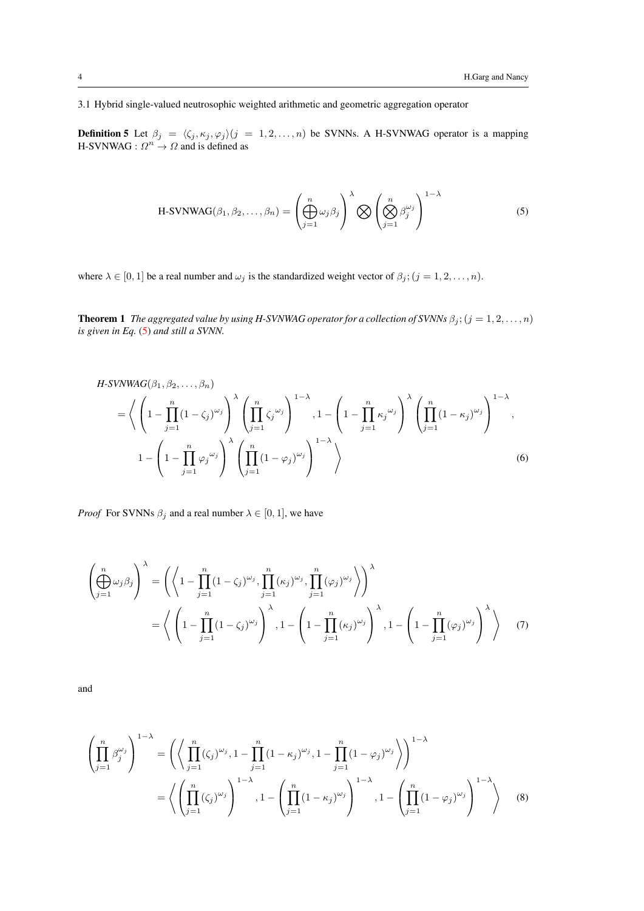### 3.1 Hybrid single-valued neutrosophic weighted arithmetic and geometric aggregation operator

**Definition 5** Let $\beta_j = \langle \zeta_j, \kappa_j, \varphi_j \rangle (j = 1, 2, \ldots, n)$ be SVNNs. A H-SVNWAG operator is a mapping H-SVNWAG : $\Omega^n \to \Omega$ and is defined as

$$\text{H-SVNWAG}(\beta_1, \beta_2, \ldots, \beta_n) = \left( \bigoplus_{j=1}^{n} \omega_j \beta_j \right)^{\lambda} \bigotimes \left( \bigotimes_{j=1}^{n} \beta_j^{\omega_j} \right)^{1-\lambda} \tag{5}$$

where $\lambda \in [0, 1]$ be a real number and $\omega_j$ is the standardized weight vector of $\beta_j; (j = 1, 2, \ldots, n)$.

**Theorem 1** *The aggregated value by using H-SVNWAG operator for a collection of SVNNs $\beta_j; (j = 1, 2, \ldots, n)$ is given in Eq. (5) and still a SVNN.*

$$\begin{aligned}
&\textit{H-SVNWAG}(\beta_1, \beta_2, \ldots, \beta_n) \\
&= \Bigg\langle \left( 1 - \prod_{j=1}^{n} (1 - \zeta_j)^{\omega_j} \right)^{\lambda} \left( \prod_{j=1}^{n} {\zeta_j}^{\omega_j} \right)^{1-\lambda}, 1 - \left( 1 - \prod_{j=1}^{n} {\kappa_j}^{\omega_j} \right)^{\lambda} \left( \prod_{j=1}^{n} (1 - \kappa_j)^{\omega_j} \right)^{1-\lambda}, \\
&\quad 1 - \left( 1 - \prod_{j=1}^{n} {\varphi_j}^{\omega_j} \right)^{\lambda} \left( \prod_{j=1}^{n} (1 - \varphi_j)^{\omega_j} \right)^{1-\lambda} \Bigg\rangle
\end{aligned} \tag{6}$$

*Proof* For SVNNs $\beta_j$ and a real number $\lambda \in [0, 1]$, we have

$$\begin{aligned}
\left( \bigoplus_{j=1}^{n} \omega_j \beta_j \right)^{\lambda} &= \left( \left\langle 1 - \prod_{j=1}^{n} (1 - \zeta_j)^{\omega_j}, \prod_{j=1}^{n} (\kappa_j)^{\omega_j}, \prod_{j=1}^{n} (\varphi_j)^{\omega_j} \right\rangle \right)^{\lambda} \\
&= \left\langle \left( 1 - \prod_{j=1}^{n} (1 - \zeta_j)^{\omega_j} \right)^{\lambda}, 1 - \left( 1 - \prod_{j=1}^{n} (\kappa_j)^{\omega_j} \right)^{\lambda}, 1 - \left( 1 - \prod_{j=1}^{n} (\varphi_j)^{\omega_j} \right)^{\lambda} \right\rangle
\end{aligned} \tag{7}$$

and

$$\begin{aligned}
\left( \prod_{j=1}^{n} \beta_j^{\omega_j} \right)^{1-\lambda} &= \left( \left\langle \prod_{j=1}^{n} (\zeta_j)^{\omega_j}, 1 - \prod_{j=1}^{n} (1 - \kappa_j)^{\omega_j}, 1 - \prod_{j=1}^{n} (1 - \varphi_j)^{\omega_j} \right\rangle \right)^{1-\lambda} \\
&= \left\langle \left( \prod_{j=1}^{n} (\zeta_j)^{\omega_j} \right)^{1-\lambda}, 1 - \left( \prod_{j=1}^{n} (1 - \kappa_j)^{\omega_j} \right)^{1-\lambda}, 1 - \left( \prod_{j=1}^{n} (1 - \varphi_j)^{\omega_j} \right)^{1-\lambda} \right\rangle
\end{aligned} \tag{8}$$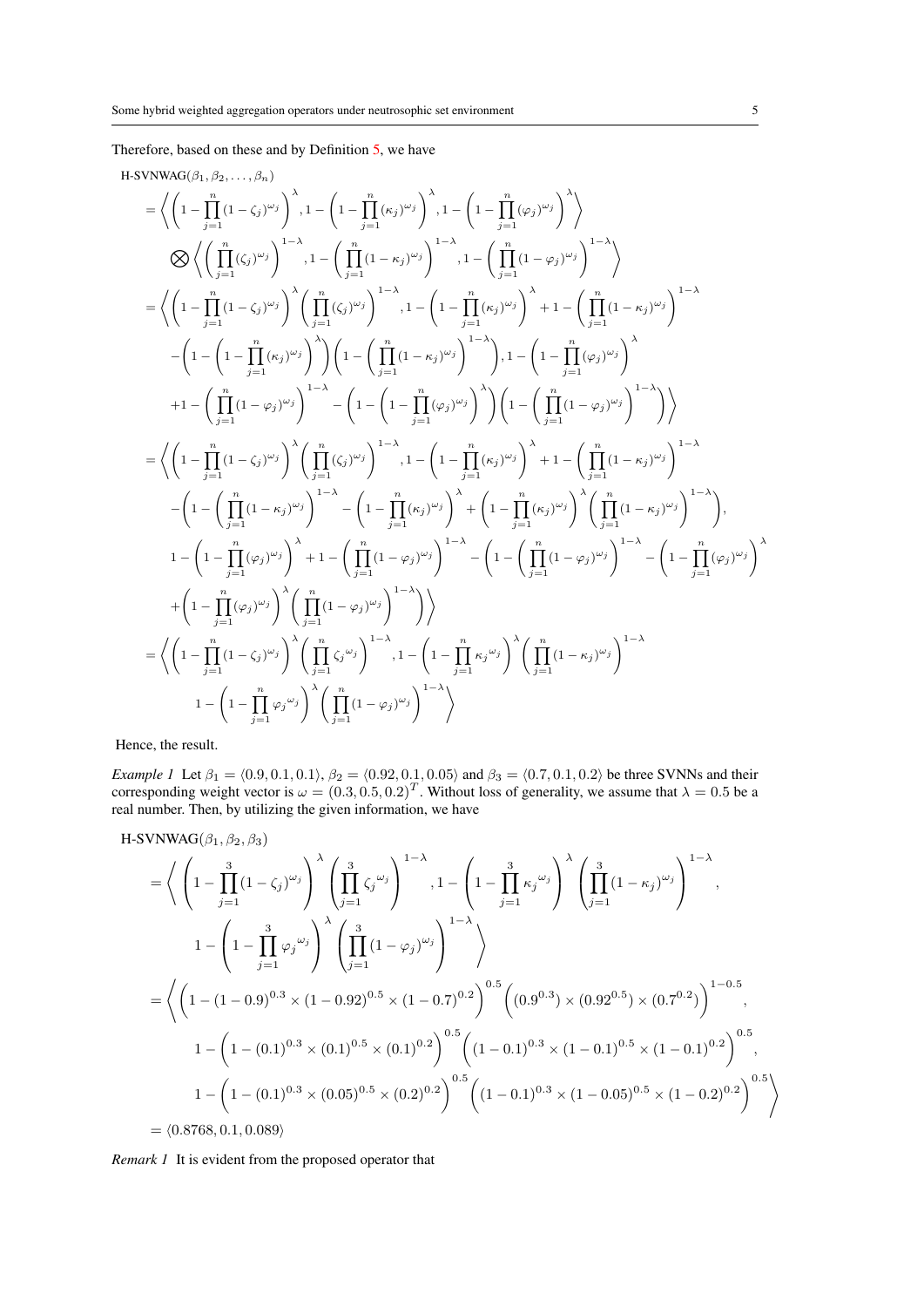Therefore, based on these and by Definition 5, we have

$$
\begin{aligned}
&\text{H-SVNWAG}(\beta_1, \beta_2, \ldots, \beta_n) \\
&= \left\langle \left(1 - \prod_{j=1}^{n}(1-\zeta_j)^{\omega_j}\right)^{\lambda}, 1 - \left(1 - \prod_{j=1}^{n}(\kappa_j)^{\omega_j}\right)^{\lambda}, 1 - \left(1 - \prod_{j=1}^{n}(\varphi_j)^{\omega_j}\right)^{\lambda} \right\rangle \\
&\quad \bigotimes \left\langle \left(\prod_{j=1}^{n}(\zeta_j)^{\omega_j}\right)^{1-\lambda}, 1 - \left(\prod_{j=1}^{n}(1-\kappa_j)^{\omega_j}\right)^{1-\lambda}, 1 - \left(\prod_{j=1}^{n}(1-\varphi_j)^{\omega_j}\right)^{1-\lambda} \right\rangle \\
&= \left\langle \left(1 - \prod_{j=1}^{n}(1-\zeta_j)^{\omega_j}\right)^{\lambda} \left(\prod_{j=1}^{n}(\zeta_j)^{\omega_j}\right)^{1-\lambda}, 1 - \left(1 - \prod_{j=1}^{n}(\kappa_j)^{\omega_j}\right)^{\lambda} + 1 - \left(\prod_{j=1}^{n}(1-\kappa_j)^{\omega_j}\right)^{1-\lambda} \right. \\
&\quad - \left(1 - \left(1 - \prod_{j=1}^{n}(\kappa_j)^{\omega_j}\right)^{\lambda}\right)\left(1 - \left(\prod_{j=1}^{n}(1-\kappa_j)^{\omega_j}\right)^{1-\lambda}\right), 1 - \left(1 - \prod_{j=1}^{n}(\varphi_j)^{\omega_j}\right)^{\lambda} \\
&\quad \left. + 1 - \left(\prod_{j=1}^{n}(1-\varphi_j)^{\omega_j}\right)^{1-\lambda} - \left(1 - \left(1 - \prod_{j=1}^{n}(\varphi_j)^{\omega_j}\right)^{\lambda}\right)\left(1 - \left(\prod_{j=1}^{n}(1-\varphi_j)^{\omega_j}\right)^{1-\lambda}\right) \right\rangle \\
&= \left\langle \left(1 - \prod_{j=1}^{n}(1-\zeta_j)^{\omega_j}\right)^{\lambda} \left(\prod_{j=1}^{n}(\zeta_j)^{\omega_j}\right)^{1-\lambda}, 1 - \left(1 - \prod_{j=1}^{n}(\kappa_j)^{\omega_j}\right)^{\lambda} + 1 - \left(\prod_{j=1}^{n}(1-\kappa_j)^{\omega_j}\right)^{1-\lambda} \right. \\
&\quad - \left(1 - \left(\prod_{j=1}^{n}(1-\kappa_j)^{\omega_j}\right)^{1-\lambda} - \left(1 - \prod_{j=1}^{n}(\kappa_j)^{\omega_j}\right)^{\lambda} + \left(1 - \prod_{j=1}^{n}(\kappa_j)^{\omega_j}\right)^{\lambda}\left(\prod_{j=1}^{n}(1-\kappa_j)^{\omega_j}\right)^{1-\lambda}\right), \\
&\quad 1 - \left(1 - \prod_{j=1}^{n}(\varphi_j)^{\omega_j}\right)^{\lambda} + 1 - \left(\prod_{j=1}^{n}(1-\varphi_j)^{\omega_j}\right)^{1-\lambda} - \left(1 - \left(\prod_{j=1}^{n}(1-\varphi_j)^{\omega_j}\right)^{1-\lambda} - \left(1 - \prod_{j=1}^{n}(\varphi_j)^{\omega_j}\right)^{\lambda} \right. \\
&\quad \left. \left. + \left(1 - \prod_{j=1}^{n}(\varphi_j)^{\omega_j}\right)^{\lambda}\left(\prod_{j=1}^{n}(1-\varphi_j)^{\omega_j}\right)^{1-\lambda}\right) \right\rangle \\
&= \left\langle \left(1 - \prod_{j=1}^{n}(1-\zeta_j)^{\omega_j}\right)^{\lambda} \left(\prod_{j=1}^{n}{\zeta_j}^{\omega_j}\right)^{1-\lambda}, 1 - \left(1 - \prod_{j=1}^{n}{\kappa_j}^{\omega_j}\right)^{\lambda}\left(\prod_{j=1}^{n}(1-\kappa_j)^{\omega_j}\right)^{1-\lambda} \right. \\
&\quad \left. 1 - \left(1 - \prod_{j=1}^{n}{\varphi_j}^{\omega_j}\right)^{\lambda}\left(\prod_{j=1}^{n}(1-\varphi_j)^{\omega_j}\right)^{1-\lambda} \right\rangle
\end{aligned}
$$

Hence, the result.

*Example 1* Let $\beta_1 = \langle 0.9, 0.1, 0.1\rangle$, $\beta_2 = \langle 0.92, 0.1, 0.05\rangle$ and $\beta_3 = \langle 0.7, 0.1, 0.2\rangle$ be three SVNNs and their corresponding weight vector is $\omega = (0.3, 0.5, 0.2)^T$. Without loss of generality, we assume that $\lambda = 0.5$ be a real number. Then, by utilizing the given information, we have

$$
\begin{aligned}
&\text{H-SVNWAG}(\beta_1, \beta_2, \beta_3) \\
&= \left\langle \left(1 - \prod_{j=1}^{3}(1-\zeta_j)^{\omega_j}\right)^{\lambda} \left(\prod_{j=1}^{3}{\zeta_j}^{\omega_j}\right)^{1-\lambda}, 1 - \left(1 - \prod_{j=1}^{3}{\kappa_j}^{\omega_j}\right)^{\lambda}\left(\prod_{j=1}^{3}(1-\kappa_j)^{\omega_j}\right)^{1-\lambda}, \right. \\
&\quad \left. 1 - \left(1 - \prod_{j=1}^{3}{\varphi_j}^{\omega_j}\right)^{\lambda}\left(\prod_{j=1}^{3}(1-\varphi_j)^{\omega_j}\right)^{1-\lambda} \right\rangle \\
&= \left\langle \left(1 - (1-0.9)^{0.3} \times (1-0.92)^{0.5} \times (1-0.7)^{0.2}\right)^{0.5} \left((0.9^{0.3}) \times (0.92^{0.5}) \times (0.7^{0.2})\right)^{1-0.5}, \right. \\
&\quad 1 - \left(1 - (0.1)^{0.3} \times (0.1)^{0.5} \times (0.1)^{0.2}\right)^{0.5}\left((1-0.1)^{0.3} \times (1-0.1)^{0.5} \times (1-0.1)^{0.2}\right)^{0.5}, \\
&\quad \left. 1 - \left(1 - (0.1)^{0.3} \times (0.05)^{0.5} \times (0.2)^{0.2}\right)^{0.5}\left((1-0.1)^{0.3} \times (1-0.05)^{0.5} \times (1-0.2)^{0.2}\right)^{0.5} \right\rangle \\
&= \langle 0.8768, 0.1, 0.089\rangle
\end{aligned}
$$

*Remark 1* It is evident from the proposed operator that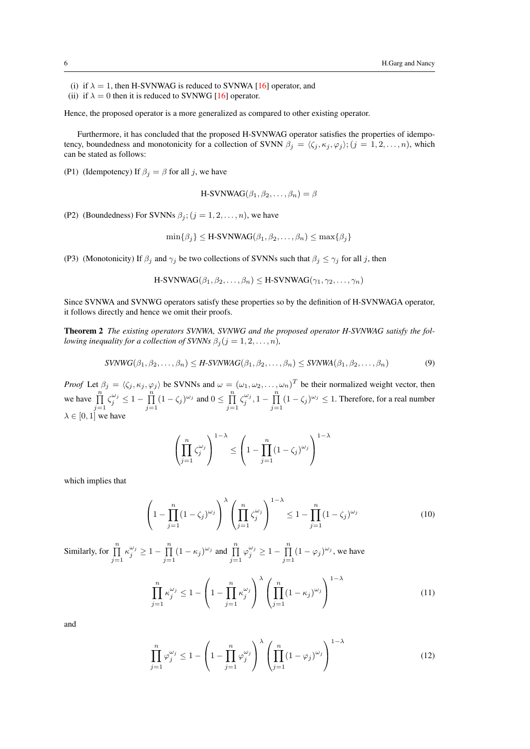(i) if $\lambda = 1$, then H-SVNWAG is reduced to SVNWA [16] operator, and
(ii) if $\lambda = 0$ then it is reduced to SVNWG [16] operator.

Hence, the proposed operator is a more generalized as compared to other existing operator.

Furthermore, it has concluded that the proposed H-SVNWAG operator satisfies the properties of idempotency, boundedness and monotonicity for a collection of SVNN $\beta_j = \langle \zeta_j, \kappa_j, \varphi_j \rangle; (j = 1, 2, \ldots, n)$, which can be stated as follows:

(P1) (Idempotency) If $\beta_j = \beta$ for all $j$, we have

$$\text{H-SVNWAG}(\beta_1, \beta_2, \ldots, \beta_n) = \beta$$

(P2) (Boundedness) For SVNNs $\beta_j; (j = 1, 2, \ldots, n)$, we have

$$\min\{\beta_j\} \leq \text{H-SVNWAG}(\beta_1, \beta_2, \ldots, \beta_n) \leq \max\{\beta_j\}$$

(P3) (Monotonicity) If $\beta_j$ and $\gamma_j$ be two collections of SVNNs such that $\beta_j \leq \gamma_j$ for all $j$, then

$$\text{H-SVNWAG}(\beta_1, \beta_2, \ldots, \beta_n) \leq \text{H-SVNWAG}(\gamma_1, \gamma_2, \ldots, \gamma_n)$$

Since SVNWA and SVNWG operators satisfy these properties so by the definition of H-SVNWAGA operator, it follows directly and hence we omit their proofs.

**Theorem 2** *The existing operators SVNWA, SVNWG and the proposed operator H-SVNWAG satisfy the following inequality for a collection of SVNNs $\beta_j (j = 1, 2, \ldots, n)$,*

$$\textit{SVNWG}(\beta_1, \beta_2, \ldots, \beta_n) \leq \textit{H-SVNWAG}(\beta_1, \beta_2, \ldots, \beta_n) \leq \textit{SVNWA}(\beta_1, \beta_2, \ldots, \beta_n) \tag{9}$$

*Proof* Let $\beta_j = \langle \zeta_j, \kappa_j, \varphi_j \rangle$ be SVNNs and $\omega = (\omega_1, \omega_2, \ldots, \omega_n)^T$ be their normalized weight vector, then we have $\prod_{j=1}^{n} \zeta_j^{\omega_j} \leq 1 - \prod_{j=1}^{n} (1 - \zeta_j)^{\omega_j}$ and $0 \leq \prod_{j=1}^{n} \zeta_j^{\omega_j}, 1 - \prod_{j=1}^{n} (1 - \zeta_j)^{\omega_j} \leq 1$. Therefore, for a real number $\lambda \in [0, 1]$ we have

$$\left( \prod_{j=1}^{n} \zeta_j^{\omega_j} \right)^{1-\lambda} \leq \left( 1 - \prod_{j=1}^{n} (1 - \zeta_j)^{\omega_j} \right)^{1-\lambda}$$

which implies that

$$\left( 1 - \prod_{j=1}^{n} (1 - \zeta_j)^{\omega_j} \right)^{\lambda} \left( \prod_{j=1}^{n} \zeta_j^{\omega_j} \right)^{1-\lambda} \leq 1 - \prod_{j=1}^{n} (1 - \zeta_j)^{\omega_j} \tag{10}$$

Similarly, for $\prod_{j=1}^{n} \kappa_j^{\omega_j} \geq 1 - \prod_{j=1}^{n} (1 - \kappa_j)^{\omega_j}$ and $\prod_{j=1}^{n} \varphi_j^{\omega_j} \geq 1 - \prod_{j=1}^{n} (1 - \varphi_j)^{\omega_j}$, we have

$$\prod_{j=1}^{n} \kappa_j^{\omega_j} \leq 1 - \left( 1 - \prod_{j=1}^{n} \kappa_j^{\omega_j} \right)^{\lambda} \left( \prod_{j=1}^{n} (1 - \kappa_j)^{\omega_j} \right)^{1-\lambda} \tag{11}$$

and

$$\prod_{j=1}^{n} \varphi_j^{\omega_j} \leq 1 - \left( 1 - \prod_{j=1}^{n} \varphi_j^{\omega_j} \right)^{\lambda} \left( \prod_{j=1}^{n} (1 - \varphi_j)^{\omega_j} \right)^{1-\lambda} \tag{12}$$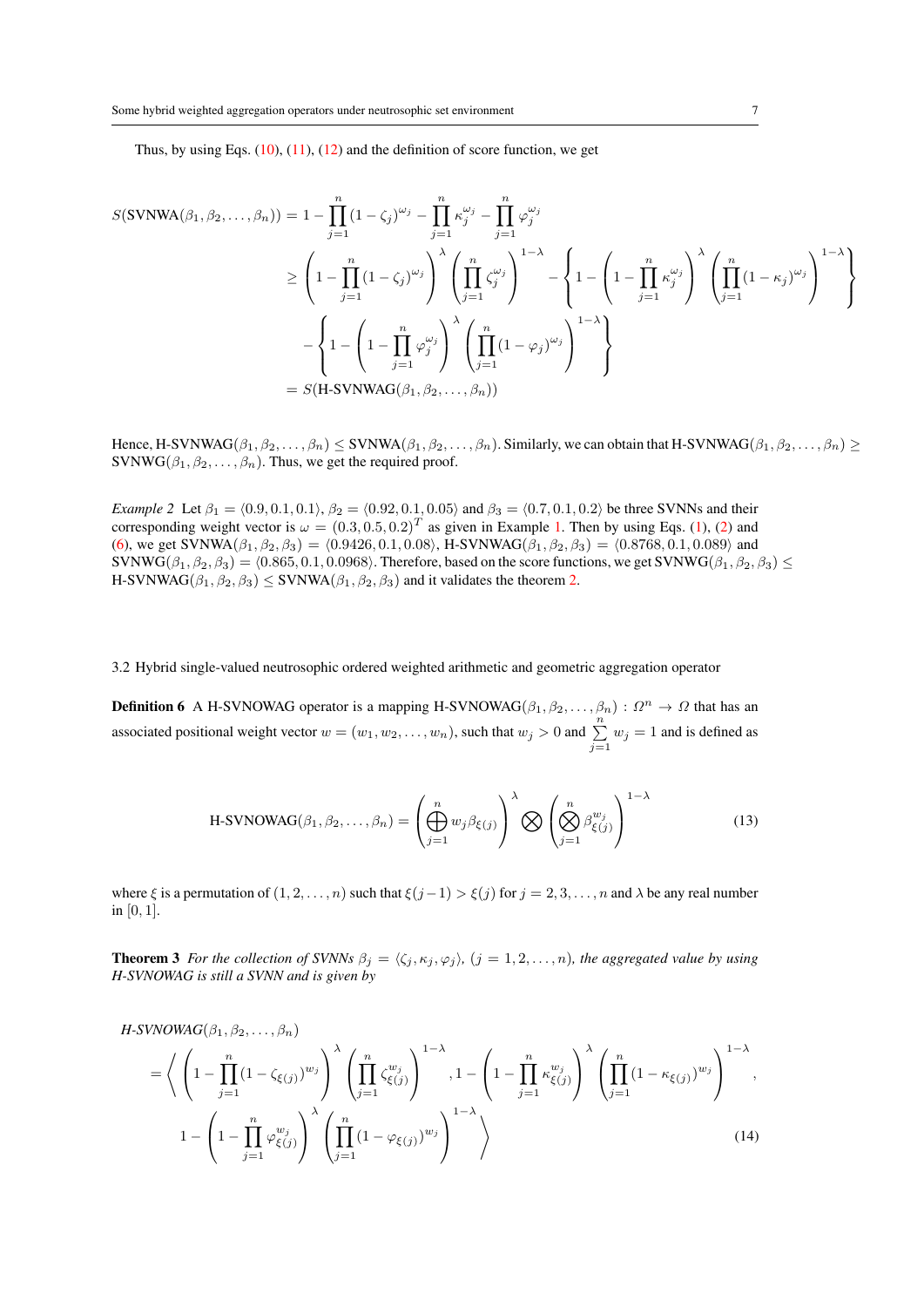Thus, by using Eqs. (10), (11), (12) and the definition of score function, we get

$$
\begin{aligned}
S(\text{SVNWA}(\beta_1, \beta_2, \ldots, \beta_n)) &= 1 - \prod_{j=1}^{n}(1-\zeta_j)^{\omega_j} - \prod_{j=1}^{n}\kappa_j^{\omega_j} - \prod_{j=1}^{n}\varphi_j^{\omega_j} \\
&\geq \left(1 - \prod_{j=1}^{n}(1-\zeta_j)^{\omega_j}\right)^{\lambda}\left(\prod_{j=1}^{n}\zeta_j^{\omega_j}\right)^{1-\lambda} - \left\{1 - \left(1-\prod_{j=1}^{n}\kappa_j^{\omega_j}\right)^{\lambda}\left(\prod_{j=1}^{n}(1-\kappa_j)^{\omega_j}\right)^{1-\lambda}\right\} \\
&\quad - \left\{1 - \left(1-\prod_{j=1}^{n}\varphi_j^{\omega_j}\right)^{\lambda}\left(\prod_{j=1}^{n}(1-\varphi_j)^{\omega_j}\right)^{1-\lambda}\right\} \\
&= S(\text{H-SVNWAG}(\beta_1, \beta_2, \ldots, \beta_n))
\end{aligned}
$$

Hence, $\text{H-SVNWAG}(\beta_1, \beta_2, \ldots, \beta_n) \leq \text{SVNWA}(\beta_1, \beta_2, \ldots, \beta_n)$. Similarly, we can obtain that $\text{H-SVNWAG}(\beta_1, \beta_2, \ldots, \beta_n) \geq \text{SVNWG}(\beta_1, \beta_2, \ldots, \beta_n)$. Thus, we get the required proof.

*Example 2* Let $\beta_1 = \langle 0.9, 0.1, 0.1\rangle$, $\beta_2 = \langle 0.92, 0.1, 0.05\rangle$ and $\beta_3 = \langle 0.7, 0.1, 0.2\rangle$ be three SVNNs and their corresponding weight vector is $\omega = (0.3, 0.5, 0.2)^T$ as given in Example 1. Then by using Eqs. (1), (2) and (6), we get $\text{SVNWA}(\beta_1, \beta_2, \beta_3) = \langle 0.9426, 0.1, 0.08\rangle$, $\text{H-SVNWAG}(\beta_1, \beta_2, \beta_3) = \langle 0.8768, 0.1, 0.089\rangle$ and $\text{SVNWG}(\beta_1, \beta_2, \beta_3) = \langle 0.865, 0.1, 0.0968\rangle$. Therefore, based on the score functions, we get $\text{SVNWG}(\beta_1, \beta_2, \beta_3) \leq \text{H-SVNWAG}(\beta_1, \beta_2, \beta_3) \leq \text{SVNWA}(\beta_1, \beta_2, \beta_3)$ and it validates the theorem 2.

### 3.2 Hybrid single-valued neutrosophic ordered weighted arithmetic and geometric aggregation operator

**Definition 6** A H-SVNOWAG operator is a mapping $\text{H-SVNOWAG}(\beta_1, \beta_2, \ldots, \beta_n) : \Omega^n \to \Omega$ that has an associated positional weight vector $w = (w_1, w_2, \ldots, w_n)$, such that $w_j > 0$ and $\sum_{j=1}^{n} w_j = 1$ and is defined as

$$
\text{H-SVNOWAG}(\beta_1, \beta_2, \ldots, \beta_n) = \left(\bigoplus_{j=1}^{n} w_j \beta_{\xi(j)}\right)^{\lambda} \bigotimes \left(\bigotimes_{j=1}^{n} \beta_{\xi(j)}^{w_j}\right)^{1-\lambda} \tag{13}
$$

where $\xi$ is a permutation of $(1, 2, \ldots, n)$ such that $\xi(j-1) > \xi(j)$ for $j = 2, 3, \ldots, n$ and $\lambda$ be any real number in $[0, 1]$.

**Theorem 3** *For the collection of SVNNs $\beta_j = \langle \zeta_j, \kappa_j, \varphi_j\rangle$, $(j = 1, 2, \ldots, n)$, the aggregated value by using H-SVNOWAG is still a SVNN and is given by*

$$
\begin{aligned}
&\textit{H-SVNOWAG}(\beta_1, \beta_2, \ldots, \beta_n) \\
&= \Bigg\langle \left(1 - \prod_{j=1}^{n}(1-\zeta_{\xi(j)})^{w_j}\right)^{\lambda}\left(\prod_{j=1}^{n}\zeta_{\xi(j)}^{w_j}\right)^{1-\lambda}, 1 - \left(1 - \prod_{j=1}^{n}\kappa_{\xi(j)}^{w_j}\right)^{\lambda}\left(\prod_{j=1}^{n}(1-\kappa_{\xi(j)})^{w_j}\right)^{1-\lambda}, \\
&\quad 1 - \left(1 - \prod_{j=1}^{n}\varphi_{\xi(j)}^{w_j}\right)^{\lambda}\left(\prod_{j=1}^{n}(1-\varphi_{\xi(j)})^{w_j}\right)^{1-\lambda} \Bigg\rangle
\end{aligned} \tag{14}
$$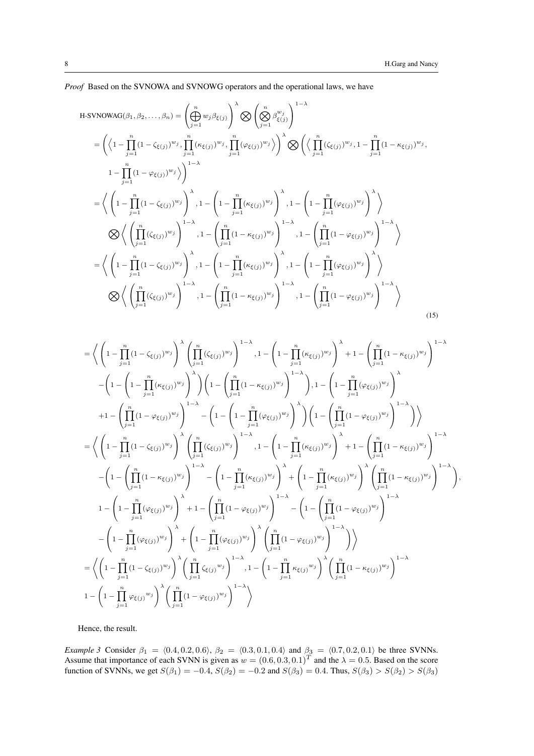*Proof* Based on the SVNOWA and SVNOWG operators and the operational laws, we have

$$
\begin{aligned}
&\text{H-SVNOWAG}(\beta_1, \beta_2, \ldots, \beta_n) = \left(\bigoplus_{j=1}^{n} w_j \beta_{\xi(j)}\right)^{\lambda} \bigotimes \left(\bigotimes_{j=1}^{n} \beta_{\xi(j)}^{w_j}\right)^{1-\lambda} \\
&= \left( \left\langle 1 - \prod_{j=1}^{n} (1-\zeta_{\xi(j)})^{w_j}, \prod_{j=1}^{n} (\kappa_{\xi(j)})^{w_j}, \prod_{j=1}^{n} (\varphi_{\xi(j)})^{w_j} \right\rangle \right)^{\lambda} \bigotimes \left( \left\langle \prod_{j=1}^{n} (\zeta_{\xi(j)})^{w_j}, 1 - \prod_{j=1}^{n} (1-\kappa_{\xi(j)})^{w_j}, \right.\right. \\
&\qquad \left.\left. 1 - \prod_{j=1}^{n} (1-\varphi_{\xi(j)})^{w_j} \right\rangle \right)^{1-\lambda} \\
&= \left\langle \left(1 - \prod_{j=1}^{n} (1-\zeta_{\xi(j)})^{w_j}\right)^{\lambda}, 1 - \left(1 - \prod_{j=1}^{n} (\kappa_{\xi(j)})^{w_j}\right)^{\lambda}, 1 - \left(1 - \prod_{j=1}^{n} (\varphi_{\xi(j)})^{w_j}\right)^{\lambda} \right\rangle \\
&\qquad \bigotimes \left\langle \left(\prod_{j=1}^{n} (\zeta_{\xi(j)})^{w_j}\right)^{1-\lambda}, 1 - \left(\prod_{j=1}^{n} (1-\kappa_{\xi(j)})^{w_j}\right)^{1-\lambda}, 1 - \left(\prod_{j=1}^{n} (1-\varphi_{\xi(j)})^{w_j}\right)^{1-\lambda} \right\rangle \\
&= \left\langle \left(1 - \prod_{j=1}^{n} (1-\zeta_{\xi(j)})^{w_j}\right)^{\lambda}, 1 - \left(1 - \prod_{j=1}^{n} (\kappa_{\xi(j)})^{w_j}\right)^{\lambda}, 1 - \left(1 - \prod_{j=1}^{n} (\varphi_{\xi(j)})^{w_j}\right)^{\lambda} \right\rangle \\
&\qquad \bigotimes \left\langle \left(\prod_{j=1}^{n} (\zeta_{\xi(j)})^{w_j}\right)^{1-\lambda}, 1 - \left(\prod_{j=1}^{n} (1-\kappa_{\xi(j)})^{w_j}\right)^{1-\lambda}, 1 - \left(\prod_{j=1}^{n} (1-\varphi_{\xi(j)})^{w_j}\right)^{1-\lambda} \right\rangle
\end{aligned} \tag{15}
$$

$$
\begin{aligned}
&= \left\langle \left(1 - \prod_{j=1}^{n} (1-\zeta_{\xi(j)})^{w_j}\right)^{\lambda} \left(\prod_{j=1}^{n} (\zeta_{\xi(j)})^{w_j}\right)^{1-\lambda}, 1 - \left(1 - \prod_{j=1}^{n} (\kappa_{\xi(j)})^{w_j}\right)^{\lambda} + 1 - \left(\prod_{j=1}^{n} (1-\kappa_{\xi(j)})^{w_j}\right)^{1-\lambda} \right. \\
&\qquad - \left(1 - \left(1 - \prod_{j=1}^{n} (\kappa_{\xi(j)})^{w_j}\right)^{\lambda}\right) \left(1 - \left(\prod_{j=1}^{n} (1-\kappa_{\xi(j)})^{w_j}\right)^{1-\lambda}\right), 1 - \left(1 - \prod_{j=1}^{n} (\varphi_{\xi(j)})^{w_j}\right)^{\lambda} \\
&\qquad \left. + 1 - \left(\prod_{j=1}^{n} (1-\varphi_{\xi(j)})^{w_j}\right)^{1-\lambda} - \left(1 - \left(1 - \prod_{j=1}^{n} (\varphi_{\xi(j)})^{w_j}\right)^{\lambda}\right) \left(1 - \left(\prod_{j=1}^{n} (1-\varphi_{\xi(j)})^{w_j}\right)^{1-\lambda}\right) \right\rangle \\
&= \left\langle \left(1 - \prod_{j=1}^{n} (1-\zeta_{\xi(j)})^{w_j}\right)^{\lambda} \left(\prod_{j=1}^{n} (\zeta_{\xi(j)})^{w_j}\right)^{1-\lambda}, 1 - \left(1 - \prod_{j=1}^{n} (\kappa_{\xi(j)})^{w_j}\right)^{\lambda} + 1 - \left(\prod_{j=1}^{n} (1-\kappa_{\xi(j)})^{w_j}\right)^{1-\lambda} \right. \\
&\qquad - \left(1 - \left(\prod_{j=1}^{n} (1-\kappa_{\xi(j)})^{w_j}\right)^{1-\lambda} - \left(1 - \prod_{j=1}^{n} (\kappa_{\xi(j)})^{w_j}\right)^{\lambda} + \left(1 - \prod_{j=1}^{n} (\kappa_{\xi(j)})^{w_j}\right)^{\lambda} \left(\prod_{j=1}^{n} (1-\kappa_{\xi(j)})^{w_j}\right)^{1-\lambda}\right), \\
&\qquad 1 - \left(1 - \prod_{j=1}^{n} (\varphi_{\xi(j)})^{w_j}\right)^{\lambda} + 1 - \left(\prod_{j=1}^{n} (1-\varphi_{\xi(j)})^{w_j}\right)^{1-\lambda} - \left(1 - \left(\prod_{j=1}^{n} (1-\varphi_{\xi(j)})^{w_j}\right)^{1-\lambda} \right. \\
&\qquad \left.\left. - \left(1 - \prod_{j=1}^{n} (\varphi_{\xi(j)})^{w_j}\right)^{\lambda} + \left(1 - \prod_{j=1}^{n} (\varphi_{\xi(j)})^{w_j}\right)^{\lambda} \left(\prod_{j=1}^{n} (1-\varphi_{\xi(j)})^{w_j}\right)^{1-\lambda}\right) \right\rangle \\
&= \left\langle \left(1 - \prod_{j=1}^{n} (1-\zeta_{\xi(j)})^{w_j}\right)^{\lambda} \left(\prod_{j=1}^{n} {\zeta_{\xi(j)}}^{w_j}\right)^{1-\lambda}, 1 - \left(1 - \prod_{j=1}^{n} {\kappa_{\xi(j)}}^{w_j}\right)^{\lambda} \left(\prod_{j=1}^{n} (1-\kappa_{\xi(j)})^{w_j}\right)^{1-\lambda} \right. \\
&\qquad \left. 1 - \left(1 - \prod_{j=1}^{n} {\varphi_{\xi(j)}}^{w_j}\right)^{\lambda} \left(\prod_{j=1}^{n} (1-\varphi_{\xi(j)})^{w_j}\right)^{1-\lambda} \right\rangle
\end{aligned}
$$

Hence, the result.

*Example 3* Consider $\beta_1 = \langle 0.4, 0.2, 0.6 \rangle$, $\beta_2 = \langle 0.3, 0.1, 0.4 \rangle$ and $\beta_3 = \langle 0.7, 0.2, 0.1 \rangle$ be three SVNNs. Assume that importance of each SVNN is given as $w = (0.6, 0.3, 0.1)^T$ and the $\lambda = 0.5$. Based on the score function of SVNNs, we get $S(\beta_1) = -0.4$, $S(\beta_2) = -0.2$ and $S(\beta_3) = 0.4$. Thus, $S(\beta_3) > S(\beta_2) > S(\beta_3)$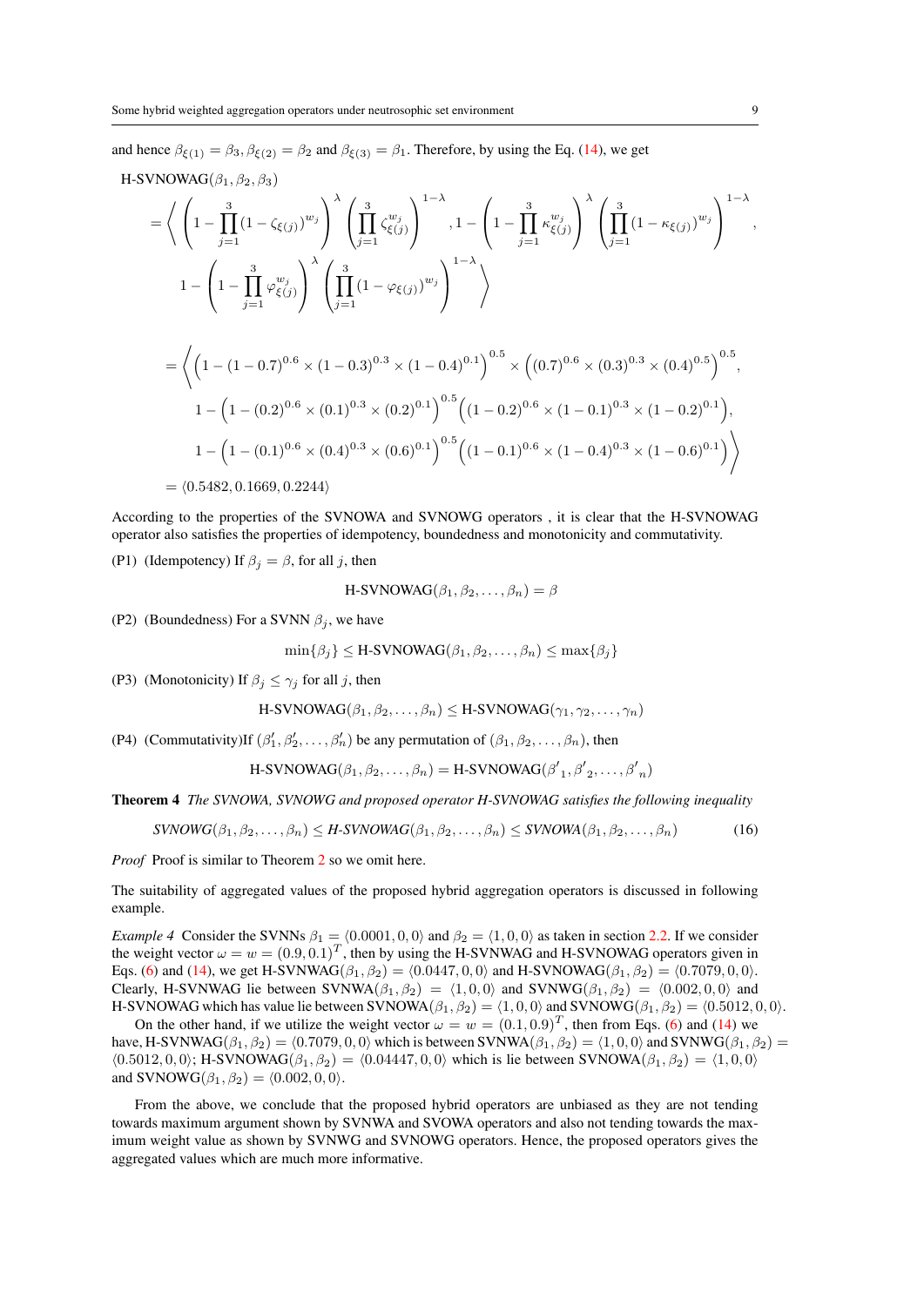and hence $\beta_{\xi(1)} = \beta_3, \beta_{\xi(2)} = \beta_2$ and $\beta_{\xi(3)} = \beta_1$. Therefore, by using the Eq. (14), we get

$$
\begin{aligned}
&\text{H-SVNOWAG}(\beta_1, \beta_2, \beta_3) \\
&= \Bigg\langle \left(1 - \prod_{j=1}^{3} (1 - \zeta_{\xi(j)})^{w_j}\right)^{\lambda} \left(\prod_{j=1}^{3} \zeta_{\xi(j)}^{w_j}\right)^{1-\lambda}, 1 - \left(1 - \prod_{j=1}^{3} \kappa_{\xi(j)}^{w_j}\right)^{\lambda} \left(\prod_{j=1}^{3} (1 - \kappa_{\xi(j)})^{w_j}\right)^{1-\lambda}, \\
&\quad 1 - \left(1 - \prod_{j=1}^{3} \varphi_{\xi(j)}^{w_j}\right)^{\lambda} \left(\prod_{j=1}^{3} (1 - \varphi_{\xi(j)})^{w_j}\right)^{1-\lambda} \Bigg\rangle \\
&= \Bigg\langle \left(1 - (1 - 0.7)^{0.6} \times (1 - 0.3)^{0.3} \times (1 - 0.4)^{0.1}\right)^{0.5} \times \left((0.7)^{0.6} \times (0.3)^{0.3} \times (0.4)^{0.5}\right)^{0.5}, \\
&\quad 1 - \left(1 - (0.2)^{0.6} \times (0.1)^{0.3} \times (0.2)^{0.1}\right)^{0.5} \left((1 - 0.2)^{0.6} \times (1 - 0.1)^{0.3} \times (1 - 0.2)^{0.1}\right), \\
&\quad 1 - \left(1 - (0.1)^{0.6} \times (0.4)^{0.3} \times (0.6)^{0.1}\right)^{0.5} \left((1 - 0.1)^{0.6} \times (1 - 0.4)^{0.3} \times (1 - 0.6)^{0.1}\right) \Bigg\rangle \\
&= \langle 0.5482, 0.1669, 0.2244 \rangle
\end{aligned}
$$

According to the properties of the SVNOWA and SVNOWG operators , it is clear that the H-SVNOWAG operator also satisfies the properties of idempotency, boundedness and monotonicity and commutativity.

(P1) (Idempotency) If $\beta_j = \beta$, for all $j$, then

$$\text{H-SVNOWAG}(\beta_1, \beta_2, \ldots, \beta_n) = \beta$$

(P2) (Boundedness) For a SVNN $\beta_j$, we have

$$\min\{\beta_j\} \leq \text{H-SVNOWAG}(\beta_1, \beta_2, \ldots, \beta_n) \leq \max\{\beta_j\}$$

(P3) (Monotonicity) If $\beta_j \leq \gamma_j$ for all $j$, then

$$\text{H-SVNOWAG}(\beta_1, \beta_2, \ldots, \beta_n) \leq \text{H-SVNOWAG}(\gamma_1, \gamma_2, \ldots, \gamma_n)$$

(P4) (Commutativity)If $(\beta'_1, \beta'_2, \ldots, \beta'_n)$ be any permutation of $(\beta_1, \beta_2, \ldots, \beta_n)$, then

$$\text{H-SVNOWAG}(\beta_1, \beta_2, \ldots, \beta_n) = \text{H-SVNOWAG}({\beta'}_1, {\beta'}_2, \ldots, {\beta'}_n)$$

**Theorem 4** *The SVNOWA, SVNOWG and proposed operator H-SVNOWAG satisfies the following inequality*

$$\textit{SVNOWG}(\beta_1, \beta_2, \ldots, \beta_n) \leq \textit{H-SVNOWAG}(\beta_1, \beta_2, \ldots, \beta_n) \leq \textit{SVNOWA}(\beta_1, \beta_2, \ldots, \beta_n) \tag{16}$$

*Proof* Proof is similar to Theorem 2 so we omit here.

The suitability of aggregated values of the proposed hybrid aggregation operators is discussed in following example.

*Example 4* Consider the SVNNs $\beta_1 = \langle 0.0001, 0, 0\rangle$ and $\beta_2 = \langle 1, 0, 0\rangle$ as taken in section 2.2. If we consider the weight vector $\omega = w = (0.9, 0.1)^T$, then by using the H-SVNWAG and H-SVNOWAG operators given in Eqs. (6) and (14), we get H-SVNWAG$(\beta_1, \beta_2) = \langle 0.0447, 0, 0\rangle$ and H-SVNOWAG$(\beta_1, \beta_2) = \langle 0.7079, 0, 0\rangle$. Clearly, H-SVNWAG lie between SVNWA$(\beta_1, \beta_2) = \langle 1, 0, 0\rangle$ and SVNWG$(\beta_1, \beta_2) = \langle 0.002, 0, 0\rangle$ and H-SVNOWAG which has value lie between SVNOWA$(\beta_1, \beta_2) = \langle 1, 0, 0\rangle$ and SVNOWG$(\beta_1, \beta_2) = \langle 0.5012, 0, 0\rangle$.

On the other hand, if we utilize the weight vector $\omega = w = (0.1, 0.9)^T$, then from Eqs. (6) and (14) we have, H-SVNWAG$(\beta_1, \beta_2) = \langle 0.7079, 0, 0\rangle$ which is between SVNWA$(\beta_1, \beta_2) = \langle 1, 0, 0\rangle$ and SVNWG$(\beta_1, \beta_2) = \langle 0.5012, 0, 0\rangle$; H-SVNOWAG$(\beta_1, \beta_2) = \langle 0.04447, 0, 0\rangle$ which is lie between SVNOWA$(\beta_1, \beta_2) = \langle 1, 0, 0\rangle$ and SVNOWG$(\beta_1, \beta_2) = \langle 0.002, 0, 0\rangle$.

From the above, we conclude that the proposed hybrid operators are unbiased as they are not tending towards maximum argument shown by SVNWA and SVOWA operators and also not tending towards the maximum weight value as shown by SVNWG and SVNOWG operators. Hence, the proposed operators gives the aggregated values which are much more informative.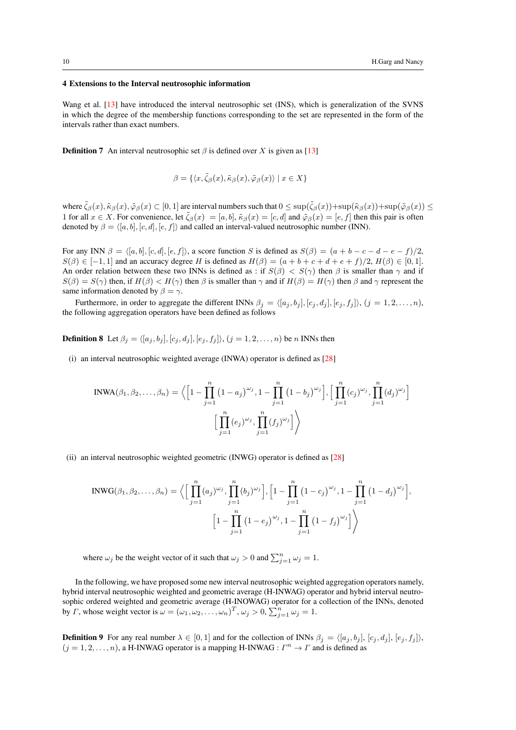## 4 Extensions to the Interval neutrosophic information

Wang et al. [13] have introduced the interval neutrosophic set (INS), which is generalization of the SVNS in which the degree of the membership functions corresponding to the set are represented in the form of the intervals rather than exact numbers.

**Definition 7** An interval neutrosophic set $\beta$ is defined over $X$ is given as [13]

$$\beta = \{\langle x, \tilde{\zeta}_\beta(x), \tilde{\kappa}_\beta(x), \tilde{\varphi}_\beta(x)\rangle \mid x \in X\}$$

where $\tilde{\zeta}_\beta(x), \tilde{\kappa}_\beta(x), \tilde{\varphi}_\beta(x) \subset [0,1]$ are interval numbers such that $0 \leq \sup(\tilde{\zeta}_\beta(x)) + \sup(\tilde{\kappa}_\beta(x)) + \sup(\tilde{\varphi}_\beta(x)) \leq 1$ for all $x \in X$. For convenience, let $\tilde{\zeta}_\beta(x) = [a,b]$, $\tilde{\kappa}_\beta(x) = [c,d]$ and $\tilde{\varphi}_\beta(x) = [e,f]$ then this pair is often denoted by $\beta = \langle [a,b],[c,d],[e,f]\rangle$ and called an interval-valued neutrosophic number (INN).

For any INN $\beta = \langle [a,b],[c,d],[e,f]\rangle$, a score function $S$ is defined as $S(\beta) = (a+b-c-d-e-f)/2$, $S(\beta) \in [-1,1]$ and an accuracy degree $H$ is defined as $H(\beta) = (a+b+c+d+e+f)/2$, $H(\beta) \in [0,1]$. An order relation between these two INNs is defined as : if $S(\beta) < S(\gamma)$ then $\beta$ is smaller than $\gamma$ and if $S(\beta) = S(\gamma)$ then, if $H(\beta) < H(\gamma)$ then $\beta$ is smaller than $\gamma$ and if $H(\beta) = H(\gamma)$ then $\beta$ and $\gamma$ represent the same information denoted by $\beta = \gamma$.

Furthermore, in order to aggregate the different INNs $\beta_j = \langle [a_j,b_j],[c_j,d_j],[e_j,f_j]\rangle$, $(j = 1,2,\ldots,n)$, the following aggregation operators have been defined as follows

**Definition 8** Let $\beta_j = \langle [a_j,b_j],[c_j,d_j],[e_j,f_j]\rangle$, $(j = 1,2,\ldots,n)$ be $n$ INNs then

(i) an interval neutrosophic weighted average (INWA) operator is defined as [28]

$$\text{INWA}(\beta_1,\beta_2,\ldots,\beta_n) = \Big\langle \Big[1-\prod_{j=1}^{n}(1-a_j)^{\omega_j}, 1-\prod_{j=1}^{n}(1-b_j)^{\omega_j}\Big], \Big[\prod_{j=1}^{n}(c_j)^{\omega_j}, \prod_{j=1}^{n}(d_j)^{\omega_j}\Big] \Big[\prod_{j=1}^{n}(e_j)^{\omega_j}, \prod_{j=1}^{n}(f_j)^{\omega_j}\Big]\Big\rangle$$

(ii) an interval neutrosophic weighted geometric (INWG) operator is defined as [28]

$$\text{INWG}(\beta_1,\beta_2,\ldots,\beta_n) = \Big\langle \Big[\prod_{j=1}^{n}(a_j)^{\omega_j}, \prod_{j=1}^{n}(b_j)^{\omega_j}\Big], \Big[1-\prod_{j=1}^{n}(1-c_j)^{\omega_j}, 1-\prod_{j=1}^{n}(1-d_j)^{\omega_j}\Big], \Big[1-\prod_{j=1}^{n}(1-e_j)^{\omega_j}, 1-\prod_{j=1}^{n}(1-f_j)^{\omega_j}\Big]\Big\rangle$$

where $\omega_j$ be the weight vector of it such that $\omega_j > 0$ and $\sum_{j=1}^{n}\omega_j = 1$.

In the following, we have proposed some new interval neutrosophic weighted aggregation operators namely, hybrid interval neutrosophic weighted and geometric average (H-INWAG) operator and hybrid interval neutrosophic ordered weighted and geometric average (H-INOWAG) operator for a collection of the INNs, denoted by $\Gamma$, whose weight vector is $\omega = (\omega_1,\omega_2,\ldots,\omega_n)^T$, $\omega_j > 0$, $\sum_{j=1}^{n}\omega_j = 1$.

**Definition 9** For any real number $\lambda \in [0,1]$ and for the collection of INNs $\beta_j = \langle [a_j,b_j],[c_j,d_j],[e_j,f_j]\rangle$, $(j = 1,2,\ldots,n)$, a H-INWAG operator is a mapping H-INWAG : $\Gamma^n \rightarrow \Gamma$ and is defined as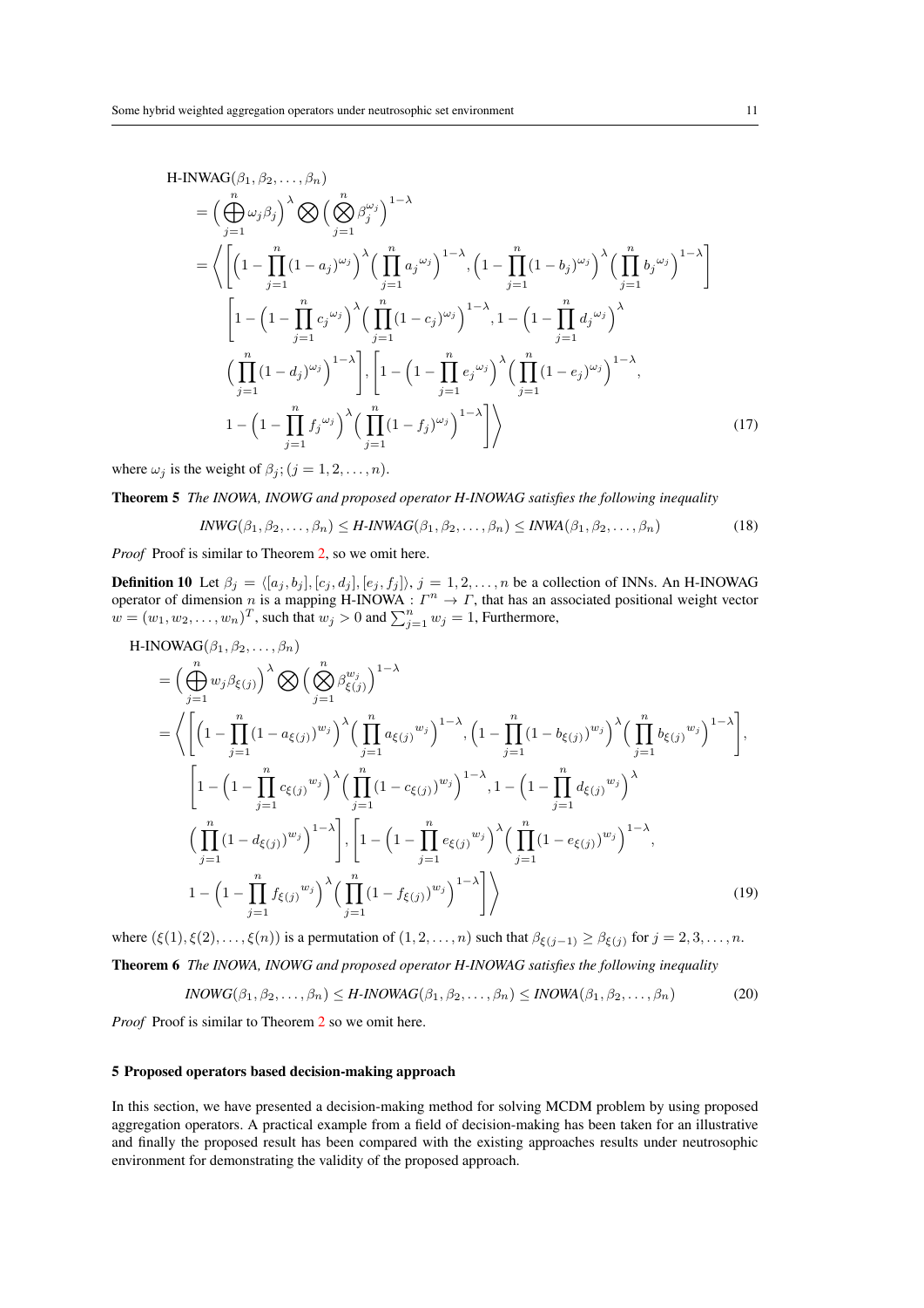$$
\begin{aligned}
&\text{H-INWAG}(\beta_1, \beta_2, \ldots, \beta_n) \\
&= \Big(\bigoplus_{j=1}^{n} \omega_j \beta_j\Big)^{\lambda} \bigotimes \Big(\bigotimes_{j=1}^{n} \beta_j^{\omega_j}\Big)^{1-\lambda} \\
&= \Bigg\langle \Bigg[ \Big(1 - \prod_{j=1}^{n} (1-a_j)^{\omega_j}\Big)^{\lambda} \Big(\prod_{j=1}^{n} {a_j}^{\omega_j}\Big)^{1-\lambda}, \Big(1 - \prod_{j=1}^{n} (1-b_j)^{\omega_j}\Big)^{\lambda} \Big(\prod_{j=1}^{n} {b_j}^{\omega_j}\Big)^{1-\lambda} \Bigg] \\
&\quad \Bigg[ 1 - \Big(1 - \prod_{j=1}^{n} {c_j}^{\omega_j}\Big)^{\lambda} \Big(\prod_{j=1}^{n} (1-c_j)^{\omega_j}\Big)^{1-\lambda}, 1 - \Big(1 - \prod_{j=1}^{n} {d_j}^{\omega_j}\Big)^{\lambda} \\
&\quad \Big(\prod_{j=1}^{n} (1-d_j)^{\omega_j}\Big)^{1-\lambda} \Bigg], \Bigg[ 1 - \Big(1 - \prod_{j=1}^{n} {e_j}^{\omega_j}\Big)^{\lambda} \Big(\prod_{j=1}^{n} (1-e_j)^{\omega_j}\Big)^{1-\lambda}, \\
&\quad 1 - \Big(1 - \prod_{j=1}^{n} {f_j}^{\omega_j}\Big)^{\lambda} \Big(\prod_{j=1}^{n} (1-f_j)^{\omega_j}\Big)^{1-\lambda} \Bigg] \Bigg\rangle
\end{aligned} \tag{17}
$$

where $\omega_j$ is the weight of $\beta_j$; $(j = 1, 2, \ldots, n)$.

**Theorem 5** *The INOWA, INOWG and proposed operator H-INOWAG satisfies the following inequality*

$$
\textit{INWG}(\beta_1, \beta_2, \ldots, \beta_n) \leq \textit{H-INWAG}(\beta_1, \beta_2, \ldots, \beta_n) \leq \textit{INWA}(\beta_1, \beta_2, \ldots, \beta_n) \tag{18}
$$

*Proof* Proof is similar to Theorem 2, so we omit here.

**Definition 10** Let $\beta_j = \langle [a_j, b_j], [c_j, d_j], [e_j, f_j] \rangle$, $j = 1, 2, \ldots, n$ be a collection of INNs. An H-INOWAG operator of dimension $n$ is a mapping H-INOWA : $\Gamma^n \to \Gamma$, that has an associated positional weight vector $w = (w_1, w_2, \ldots, w_n)^T$, such that $w_j > 0$ and $\sum_{j=1}^{n} w_j = 1$, Furthermore,

$$
\begin{aligned}
&\text{H-INOWAG}(\beta_1, \beta_2, \ldots, \beta_n) \\
&= \Big(\bigoplus_{j=1}^{n} w_j \beta_{\xi(j)}\Big)^{\lambda} \bigotimes \Big(\bigotimes_{j=1}^{n} \beta_{\xi(j)}^{w_j}\Big)^{1-\lambda} \\
&= \Bigg\langle \Bigg[ \Big(1 - \prod_{j=1}^{n} (1-a_{\xi(j)})^{w_j}\Big)^{\lambda} \Big(\prod_{j=1}^{n} {a_{\xi(j)}}^{w_j}\Big)^{1-\lambda}, \Big(1 - \prod_{j=1}^{n} (1-b_{\xi(j)})^{w_j}\Big)^{\lambda} \Big(\prod_{j=1}^{n} {b_{\xi(j)}}^{w_j}\Big)^{1-\lambda} \Bigg], \\
&\quad \Bigg[ 1 - \Big(1 - \prod_{j=1}^{n} {c_{\xi(j)}}^{w_j}\Big)^{\lambda} \Big(\prod_{j=1}^{n} (1-c_{\xi(j)})^{w_j}\Big)^{1-\lambda}, 1 - \Big(1 - \prod_{j=1}^{n} {d_{\xi(j)}}^{w_j}\Big)^{\lambda} \\
&\quad \Big(\prod_{j=1}^{n} (1-d_{\xi(j)})^{w_j}\Big)^{1-\lambda} \Bigg], \Bigg[ 1 - \Big(1 - \prod_{j=1}^{n} {e_{\xi(j)}}^{w_j}\Big)^{\lambda} \Big(\prod_{j=1}^{n} (1-e_{\xi(j)})^{w_j}\Big)^{1-\lambda}, \\
&\quad 1 - \Big(1 - \prod_{j=1}^{n} {f_{\xi(j)}}^{w_j}\Big)^{\lambda} \Big(\prod_{j=1}^{n} (1-f_{\xi(j)})^{w_j}\Big)^{1-\lambda} \Bigg] \Bigg\rangle
\end{aligned} \tag{19}
$$

where $(\xi(1), \xi(2), \ldots, \xi(n))$ is a permutation of $(1, 2, \ldots, n)$ such that $\beta_{\xi(j-1)} \geq \beta_{\xi(j)}$ for $j = 2, 3, \ldots, n$.

**Theorem 6** *The INOWA, INOWG and proposed operator H-INOWAG satisfies the following inequality*

$$
\textit{INOWG}(\beta_1, \beta_2, \ldots, \beta_n) \leq \textit{H-INOWAG}(\beta_1, \beta_2, \ldots, \beta_n) \leq \textit{INOWA}(\beta_1, \beta_2, \ldots, \beta_n) \tag{20}
$$

*Proof* Proof is similar to Theorem 2 so we omit here.

## 5 Proposed operators based decision-making approach

In this section, we have presented a decision-making method for solving MCDM problem by using proposed aggregation operators. A practical example from a field of decision-making has been taken for an illustrative and finally the proposed result has been compared with the existing approaches results under neutrosophic environment for demonstrating the validity of the proposed approach.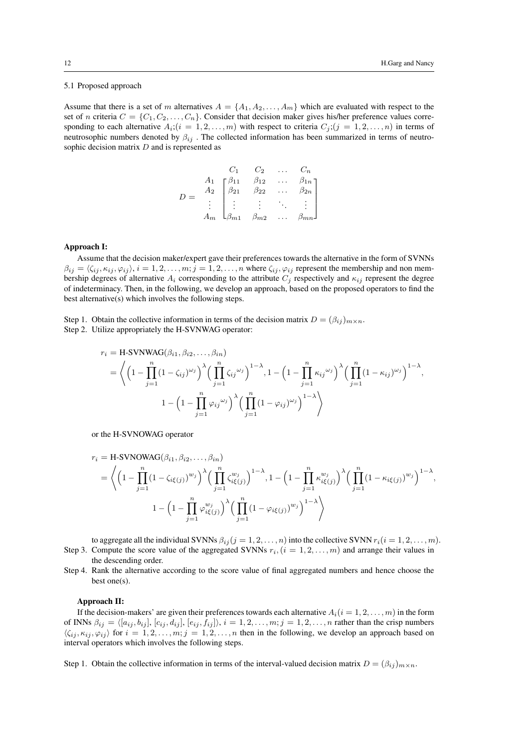### 5.1 Proposed approach

Assume that there is a set of $m$ alternatives $A = \{A_1, A_2, \ldots, A_m\}$ which are evaluated with respect to the set of $n$ criteria $C = \{C_1, C_2, \ldots, C_n\}$. Consider that decision maker gives his/her preference values corresponding to each alternative $A_i;(i = 1, 2, \ldots, m)$ with respect to criteria $C_j;(j = 1, 2, \ldots, n)$ in terms of neutrosophic numbers denoted by $\beta_{ij}$ . The collected information has been summarized in terms of neutrosophic decision matrix $D$ and is represented as

$$
D = \begin{array}{c} \\ A_1 \\ A_2 \\ \vdots \\ A_m \end{array}
\begin{array}{c}
\begin{array}{cccc} C_1 & C_2 & \ldots & C_n \end{array} \\
\begin{bmatrix}
\beta_{11} & \beta_{12} & \ldots & \beta_{1n} \\
\beta_{21} & \beta_{22} & \ldots & \beta_{2n} \\
\vdots & \vdots & \ddots & \vdots \\
\beta_{m1} & \beta_{m2} & \ldots & \beta_{mn}
\end{bmatrix}
\end{array}
$$

**Approach I:**

Assume that the decision maker/expert gave their preferences towards the alternative in the form of SVNNs $\beta_{ij} = \langle \zeta_{ij}, \kappa_{ij}, \varphi_{ij} \rangle$, $i = 1, 2, \ldots, m; j = 1, 2, \ldots, n$ where $\zeta_{ij}, \varphi_{ij}$ represent the membership and non membership degrees of alternative $A_i$ corresponding to the attribute $C_j$ respectively and $\kappa_{ij}$ represent the degree of indeterminacy. Then, in the following, we develop an approach, based on the proposed operators to find the best alternative(s) which involves the following steps.

Step 1. Obtain the collective information in terms of the decision matrix $D = (\beta_{ij})_{m \times n}$.

Step 2. Utilize appropriately the H-SVNWAG operator:

$$
\begin{aligned}
r_i &= \text{H-SVNWAG}(\beta_{i1}, \beta_{i2}, \ldots, \beta_{in}) \\
&= \Bigg\langle \Big(1 - \prod_{j=1}^{n} (1 - \zeta_{ij})^{\omega_j}\Big)^{\lambda} \Big(\prod_{j=1}^{n} {\zeta_{ij}}^{\omega_j}\Big)^{1-\lambda}, 1 - \Big(1 - \prod_{j=1}^{n} {\kappa_{ij}}^{\omega_j}\Big)^{\lambda} \Big(\prod_{j=1}^{n} (1 - \kappa_{ij})^{\omega_j}\Big)^{1-\lambda}, \\
&\qquad 1 - \Big(1 - \prod_{j=1}^{n} {\varphi_{ij}}^{\omega_j}\Big)^{\lambda} \Big(\prod_{j=1}^{n} (1 - \varphi_{ij})^{\omega_j}\Big)^{1-\lambda} \Bigg\rangle
\end{aligned}
$$

or the H-SVNOWAG operator

$$
\begin{aligned}
r_i &= \text{H-SVNOWAG}(\beta_{i1}, \beta_{i2}, \ldots, \beta_{in}) \\
&= \Bigg\langle \Big(1 - \prod_{j=1}^{n} (1 - \zeta_{i\xi(j)})^{w_j}\Big)^{\lambda} \Big(\prod_{j=1}^{n} \zeta_{i\xi(j)}^{w_j}\Big)^{1-\lambda}, 1 - \Big(1 - \prod_{j=1}^{n} \kappa_{i\xi(j)}^{w_j}\Big)^{\lambda} \Big(\prod_{j=1}^{n} (1 - \kappa_{i\xi(j)})^{w_j}\Big)^{1-\lambda}, \\
&\qquad 1 - \Big(1 - \prod_{j=1}^{n} \varphi_{i\xi(j)}^{w_j}\Big)^{\lambda} \Big(\prod_{j=1}^{n} (1 - \varphi_{i\xi(j)})^{w_j}\Big)^{1-\lambda} \Bigg\rangle
\end{aligned}
$$

to aggregate all the individual SVNNs $\beta_{ij} (j = 1, 2, \ldots, n)$ into the collective SVNN $r_i (i = 1, 2, \ldots, m)$.

Step 3. Compute the score value of the aggregated SVNNs $r_i, (i = 1, 2, \ldots, m)$ and arrange their values in the descending order.

Step 4. Rank the alternative according to the score value of final aggregated numbers and hence choose the best one(s).

**Approach II:**

If the decision-makers' are given their preferences towards each alternative $A_i (i = 1, 2, \ldots, m)$ in the form of INNs $\beta_{ij} = \langle [a_{ij}, b_{ij}], [c_{ij}, d_{ij}], [e_{ij}, f_{ij}] \rangle$, $i = 1, 2, \ldots, m; j = 1, 2, \ldots, n$ rather than the crisp numbers $\langle \zeta_{ij}, \kappa_{ij}, \varphi_{ij} \rangle$ for $i = 1, 2, \ldots, m; j = 1, 2, \ldots, n$ then in the following, we develop an approach based on interval operators which involves the following steps.

Step 1. Obtain the collective information in terms of the interval-valued decision matrix $D = (\beta_{ij})_{m \times n}$.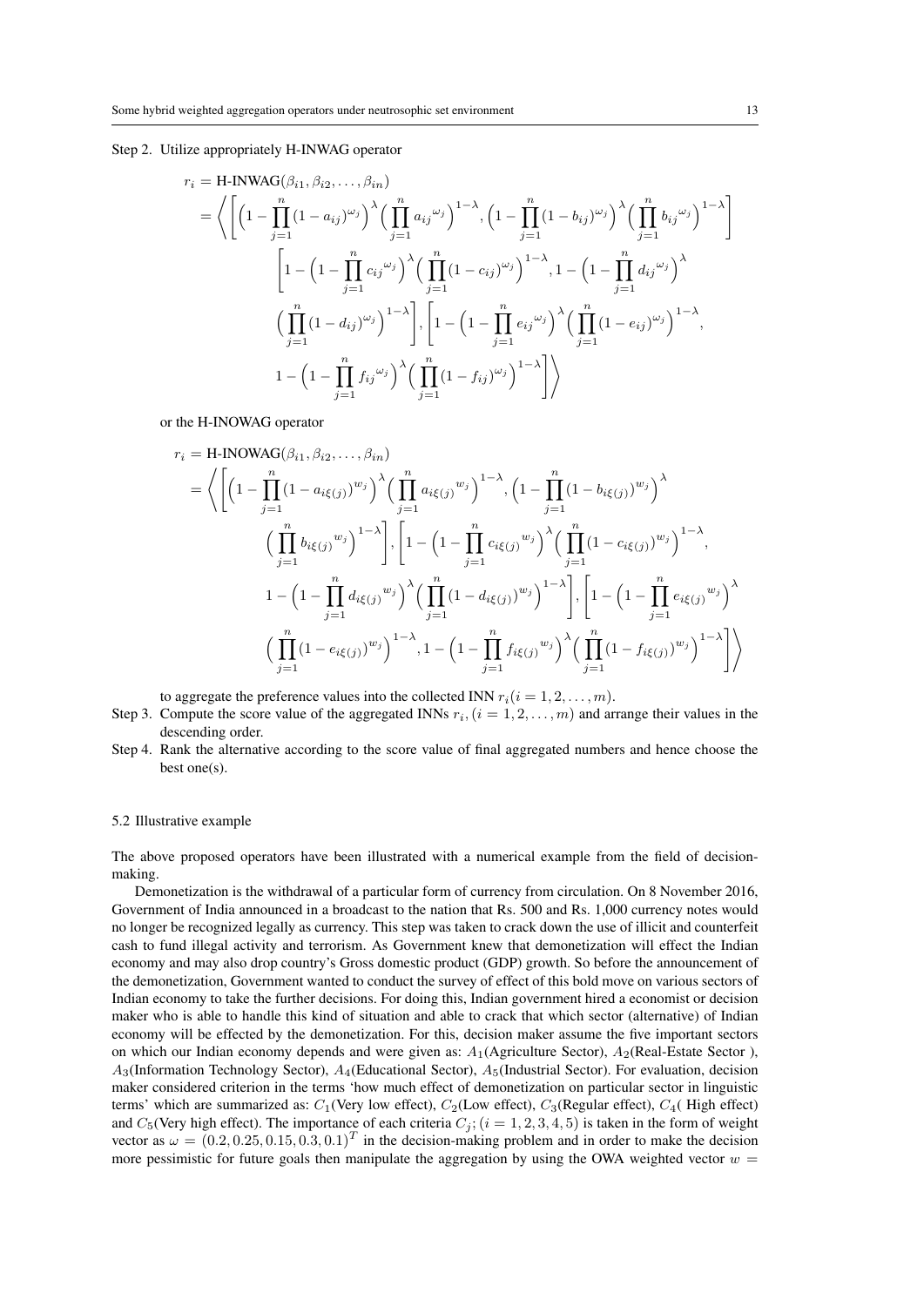Step 2. Utilize appropriately H-INWAG operator

$$
\begin{aligned}
r_i &= \text{H-INWAG}(\beta_{i1}, \beta_{i2}, \ldots, \beta_{in}) \\
&= \Bigg\langle \Bigg[ \Big(1 - \prod_{j=1}^{n} (1 - a_{ij})^{\omega_j}\Big)^{\lambda} \Big(\prod_{j=1}^{n} {a_{ij}}^{\omega_j}\Big)^{1-\lambda}, \Big(1 - \prod_{j=1}^{n} (1 - b_{ij})^{\omega_j}\Big)^{\lambda} \Big(\prod_{j=1}^{n} {b_{ij}}^{\omega_j}\Big)^{1-\lambda} \Bigg] \\
&\quad \Bigg[ 1 - \Big(1 - \prod_{j=1}^{n} {c_{ij}}^{\omega_j}\Big)^{\lambda} \Big(\prod_{j=1}^{n} (1 - c_{ij})^{\omega_j}\Big)^{1-\lambda}, 1 - \Big(1 - \prod_{j=1}^{n} {d_{ij}}^{\omega_j}\Big)^{\lambda} \\
&\quad \Big(\prod_{j=1}^{n} (1 - d_{ij})^{\omega_j}\Big)^{1-\lambda} \Bigg], \Bigg[ 1 - \Big(1 - \prod_{j=1}^{n} {e_{ij}}^{\omega_j}\Big)^{\lambda} \Big(\prod_{j=1}^{n} (1 - e_{ij})^{\omega_j}\Big)^{1-\lambda}, \\
&\quad 1 - \Big(1 - \prod_{j=1}^{n} {f_{ij}}^{\omega_j}\Big)^{\lambda} \Big(\prod_{j=1}^{n} (1 - f_{ij})^{\omega_j}\Big)^{1-\lambda} \Bigg] \Bigg\rangle
\end{aligned}
$$

or the H-INOWAG operator

$$
\begin{aligned}
r_i &= \text{H-INOWAG}(\beta_{i1}, \beta_{i2}, \ldots, \beta_{in}) \\
&= \Bigg\langle \Bigg[ \Big(1 - \prod_{j=1}^{n} (1 - a_{i\xi(j)})^{w_j}\Big)^{\lambda} \Big(\prod_{j=1}^{n} {a_{i\xi(j)}}^{w_j}\Big)^{1-\lambda}, \Big(1 - \prod_{j=1}^{n} (1 - b_{i\xi(j)})^{w_j}\Big)^{\lambda} \\
&\quad \Big(\prod_{j=1}^{n} {b_{i\xi(j)}}^{w_j}\Big)^{1-\lambda} \Bigg], \Bigg[ 1 - \Big(1 - \prod_{j=1}^{n} {c_{i\xi(j)}}^{w_j}\Big)^{\lambda} \Big(\prod_{j=1}^{n} (1 - c_{i\xi(j)})^{w_j}\Big)^{1-\lambda}, \\
&\quad 1 - \Big(1 - \prod_{j=1}^{n} {d_{i\xi(j)}}^{w_j}\Big)^{\lambda} \Big(\prod_{j=1}^{n} (1 - d_{i\xi(j)})^{w_j}\Big)^{1-\lambda} \Bigg], \Bigg[ 1 - \Big(1 - \prod_{j=1}^{n} {e_{i\xi(j)}}^{w_j}\Big)^{\lambda} \\
&\quad \Big(\prod_{j=1}^{n} (1 - e_{i\xi(j)})^{w_j}\Big)^{1-\lambda}, 1 - \Big(1 - \prod_{j=1}^{n} {f_{i\xi(j)}}^{w_j}\Big)^{\lambda} \Big(\prod_{j=1}^{n} (1 - f_{i\xi(j)})^{w_j}\Big)^{1-\lambda} \Bigg] \Bigg\rangle
\end{aligned}
$$

to aggregate the preference values into the collected INN $r_i (i = 1, 2, \ldots, m)$.

Step 3. Compute the score value of the aggregated INNs $r_i, (i = 1, 2, \ldots, m)$ and arrange their values in the descending order.

Step 4. Rank the alternative according to the score value of final aggregated numbers and hence choose the best one(s).

### 5.2 Illustrative example

The above proposed operators have been illustrated with a numerical example from the field of decision-making.

Demonetization is the withdrawal of a particular form of currency from circulation. On 8 November 2016, Government of India announced in a broadcast to the nation that Rs. 500 and Rs. 1,000 currency notes would no longer be recognized legally as currency. This step was taken to crack down the use of illicit and counterfeit cash to fund illegal activity and terrorism. As Government knew that demonetization will effect the Indian economy and may also drop country's Gross domestic product (GDP) growth. So before the announcement of the demonetization, Government wanted to conduct the survey of effect of this bold move on various sectors of Indian economy to take the further decisions. For doing this, Indian government hired a economist or decision maker who is able to handle this kind of situation and able to crack that which sector (alternative) of Indian economy will be effected by the demonetization. For this, decision maker assume the five important sectors on which our Indian economy depends and were given as: $A_1$(Agriculture Sector), $A_2$(Real-Estate Sector ), $A_3$(Information Technology Sector), $A_4$(Educational Sector), $A_5$(Industrial Sector). For evaluation, decision maker considered criterion in the terms 'how much effect of demonetization on particular sector in linguistic terms' which are summarized as: $C_1$(Very low effect), $C_2$(Low effect), $C_3$(Regular effect), $C_4$( High effect) and $C_5$(Very high effect). The importance of each criteria $C_j; (i = 1, 2, 3, 4, 5)$ is taken in the form of weight vector as $\omega = (0.2, 0.25, 0.15, 0.3, 0.1)^T$ in the decision-making problem and in order to make the decision more pessimistic for future goals then manipulate the aggregation by using the OWA weighted vector $w =$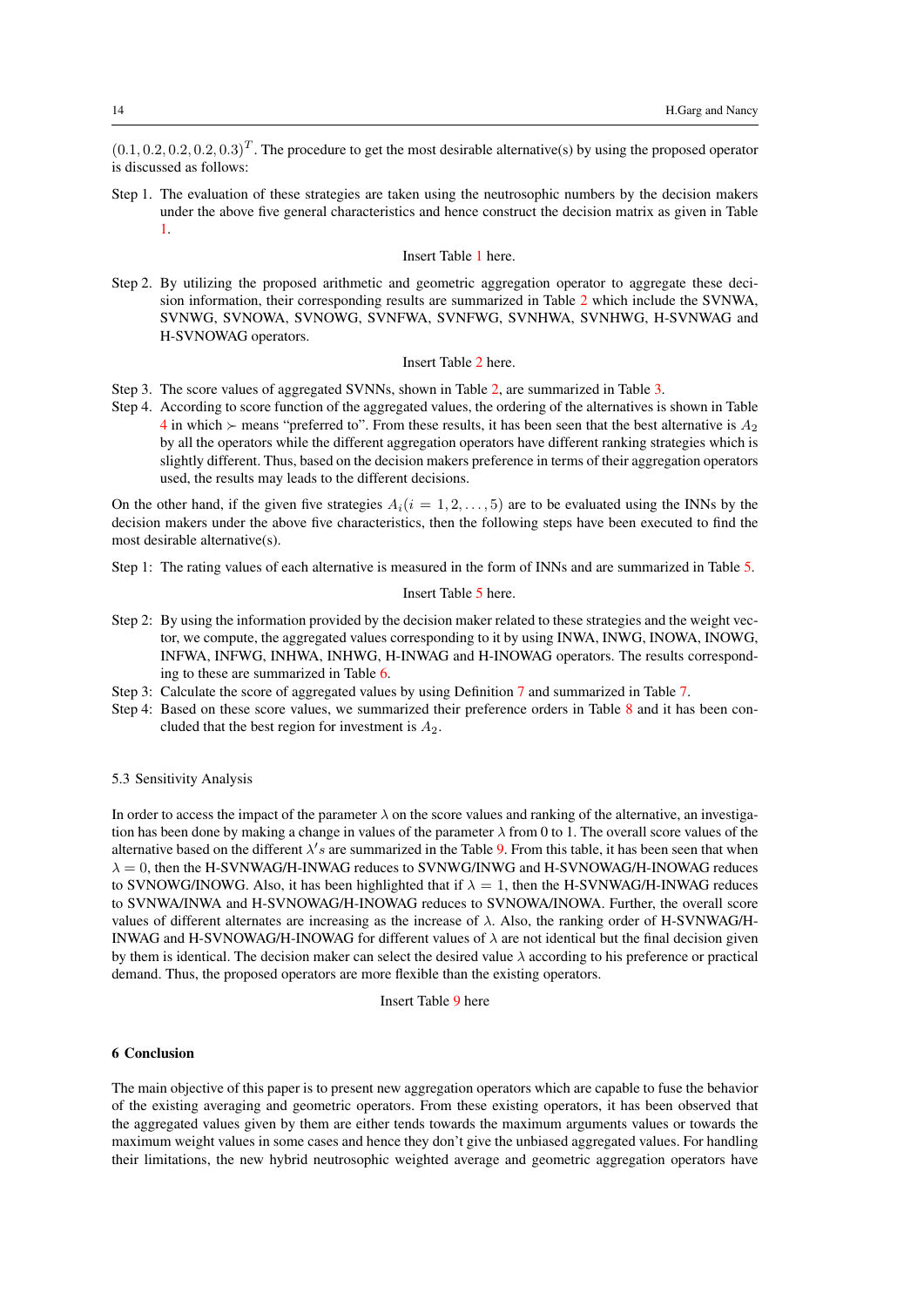$(0.1, 0.2, 0.2, 0.2, 0.3)^T$. The procedure to get the most desirable alternative(s) by using the proposed operator is discussed as follows:

Step 1. The evaluation of these strategies are taken using the neutrosophic numbers by the decision makers under the above five general characteristics and hence construct the decision matrix as given in Table 1.

Insert Table 1 here.

Step 2. By utilizing the proposed arithmetic and geometric aggregation operator to aggregate these decision information, their corresponding results are summarized in Table 2 which include the SVNWA, SVNWG, SVNOWA, SVNOWG, SVNFWA, SVNFWG, SVNHWA, SVNHWG, H-SVNWAG and H-SVNOWAG operators.

Insert Table 2 here.

Step 3. The score values of aggregated SVNNs, shown in Table 2, are summarized in Table 3.

Step 4. According to score function of the aggregated values, the ordering of the alternatives is shown in Table 4 in which $\succ$ means "preferred to". From these results, it has been seen that the best alternative is $A_2$ by all the operators while the different aggregation operators have different ranking strategies which is slightly different. Thus, based on the decision makers preference in terms of their aggregation operators used, the results may leads to the different decisions.

On the other hand, if the given five strategies $A_i (i = 1, 2, \ldots, 5)$ are to be evaluated using the INNs by the decision makers under the above five characteristics, then the following steps have been executed to find the most desirable alternative(s).

Step 1: The rating values of each alternative is measured in the form of INNs and are summarized in Table 5.

Insert Table 5 here.

Step 2: By using the information provided by the decision maker related to these strategies and the weight vector, we compute, the aggregated values corresponding to it by using INWA, INWG, INOWA, INOWG, INFWA, INFWG, INHWA, INHWG, H-INWAG and H-INOWAG operators. The results corresponding to these are summarized in Table 6.

Step 3: Calculate the score of aggregated values by using Definition 7 and summarized in Table 7.

Step 4: Based on these score values, we summarized their preference orders in Table 8 and it has been concluded that the best region for investment is $A_2$.

### 5.3 Sensitivity Analysis

In order to access the impact of the parameter $\lambda$ on the score values and ranking of the alternative, an investigation has been done by making a change in values of the parameter $\lambda$ from 0 to 1. The overall score values of the alternative based on the different $\lambda' s$ are summarized in the Table 9. From this table, it has been seen that when $\lambda = 0$, then the H-SVNWAG/H-INWAG reduces to SVNWG/INWG and H-SVNOWAG/H-INOWAG reduces to SVNOWG/INOWG. Also, it has been highlighted that if $\lambda = 1$, then the H-SVNWAG/H-INWAG reduces to SVNWA/INWA and H-SVNOWAG/H-INOWAG reduces to SVNOWA/INOWA. Further, the overall score values of different alternates are increasing as the increase of $\lambda$. Also, the ranking order of H-SVNWAG/H-INWAG and H-SVNOWAG/H-INOWAG for different values of $\lambda$ are not identical but the final decision given by them is identical. The decision maker can select the desired value $\lambda$ according to his preference or practical demand. Thus, the proposed operators are more flexible than the existing operators.

Insert Table 9 here

## 6 Conclusion

The main objective of this paper is to present new aggregation operators which are capable to fuse the behavior of the existing averaging and geometric operators. From these existing operators, it has been observed that the aggregated values given by them are either tends towards the maximum arguments values or towards the maximum weight values in some cases and hence they don't give the unbiased aggregated values. For handling their limitations, the new hybrid neutrosophic weighted average and geometric aggregation operators have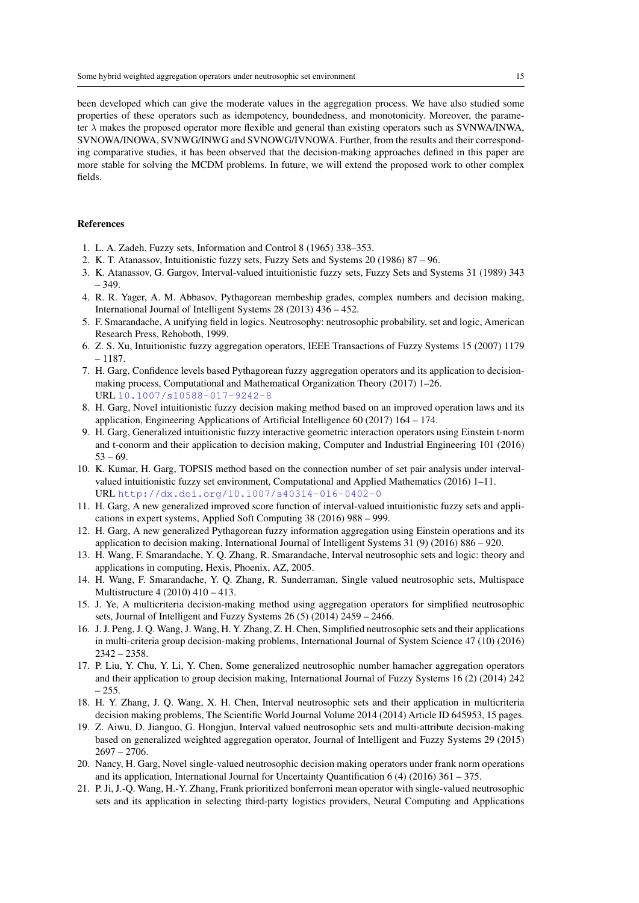been developed which can give the moderate values in the aggregation process. We have also studied some properties of these operators such as idempotency, boundedness, and monotonicity. Moreover, the parameter $\lambda$ makes the proposed operator more flexible and general than existing operators such as SVNWA/INWA, SVNOWA/INOWA, SVNWG/INWG and SVNOWG/IVNOWA. Further, from the results and their corresponding comparative studies, it has been observed that the decision-making approaches defined in this paper are more stable for solving the MCDM problems. In future, we will extend the proposed work to other complex fields.

## References

1. L. A. Zadeh, Fuzzy sets, Information and Control 8 (1965) 338–353.
2. K. T. Atanassov, Intuitionistic fuzzy sets, Fuzzy Sets and Systems 20 (1986) 87 – 96.
3. K. Atanassov, G. Gargov, Interval-valued intuitionistic fuzzy sets, Fuzzy Sets and Systems 31 (1989) 343 – 349.
4. R. R. Yager, A. M. Abbasov, Pythagorean membeship grades, complex numbers and decision making, International Journal of Intelligent Systems 28 (2013) 436 – 452.
5. F. Smarandache, A unifying field in logics. Neutrosophy: neutrosophic probability, set and logic, American Research Press, Rehoboth, 1999.
6. Z. S. Xu, Intuitionistic fuzzy aggregation operators, IEEE Transactions of Fuzzy Systems 15 (2007) 1179 – 1187.
7. H. Garg, Confidence levels based Pythagorean fuzzy aggregation operators and its application to decision-making process, Computational and Mathematical Organization Theory (2017) 1–26.
URL 10.1007/s10588-017-9242-8
8. H. Garg, Novel intuitionistic fuzzy decision making method based on an improved operation laws and its application, Engineering Applications of Artificial Intelligence 60 (2017) 164 – 174.
9. H. Garg, Generalized intuitionistic fuzzy interactive geometric interaction operators using Einstein t-norm and t-conorm and their application to decision making, Computer and Industrial Engineering 101 (2016) 53 – 69.
10. K. Kumar, H. Garg, TOPSIS method based on the connection number of set pair analysis under interval-valued intuitionistic fuzzy set environment, Computational and Applied Mathematics (2016) 1–11.
URL http://dx.doi.org/10.1007/s40314-016-0402-0
11. H. Garg, A new generalized improved score function of interval-valued intuitionistic fuzzy sets and applications in expert systems, Applied Soft Computing 38 (2016) 988 – 999.
12. H. Garg, A new generalized Pythagorean fuzzy information aggregation using Einstein operations and its application to decision making, International Journal of Intelligent Systems 31 (9) (2016) 886 – 920.
13. H. Wang, F. Smarandache, Y. Q. Zhang, R. Smarandache, Interval neutrosophic sets and logic: theory and applications in computing, Hexis, Phoenix, AZ, 2005.
14. H. Wang, F. Smarandache, Y. Q. Zhang, R. Sunderraman, Single valued neutrosophic sets, Multispace Multistructure 4 (2010) 410 – 413.
15. J. Ye, A multicriteria decision-making method using aggregation operators for simplified neutrosophic sets, Journal of Intelligent and Fuzzy Systems 26 (5) (2014) 2459 – 2466.
16. J. J. Peng, J. Q. Wang, J. Wang, H. Y. Zhang, Z. H. Chen, Simplified neutrosophic sets and their applications in multi-criteria group decision-making problems, International Journal of System Science 47 (10) (2016) 2342 – 2358.
17. P. Liu, Y. Chu, Y. Li, Y. Chen, Some generalized neutrosophic number hamacher aggregation operators and their application to group decision making, International Journal of Fuzzy Systems 16 (2) (2014) 242 – 255.
18. H. Y. Zhang, J. Q. Wang, X. H. Chen, Interval neutrosophic sets and their application in multicriteria decision making problems, The Scientific World Journal Volume 2014 (2014) Article ID 645953, 15 pages.
19. Z. Aiwu, D. Jianguo, G. Hongjun, Interval valued neutrosophic sets and multi-attribute decision-making based on generalized weighted aggregation operator, Journal of Intelligent and Fuzzy Systems 29 (2015) 2697 – 2706.
20. Nancy, H. Garg, Novel single-valued neutrosophic decision making operators under frank norm operations and its application, International Journal for Uncertainty Quantification 6 (4) (2016) 361 – 375.
21. P. Ji, J.-Q. Wang, H.-Y. Zhang, Frank prioritized bonferroni mean operator with single-valued neutrosophic sets and its application in selecting third-party logistics providers, Neural Computing and Applications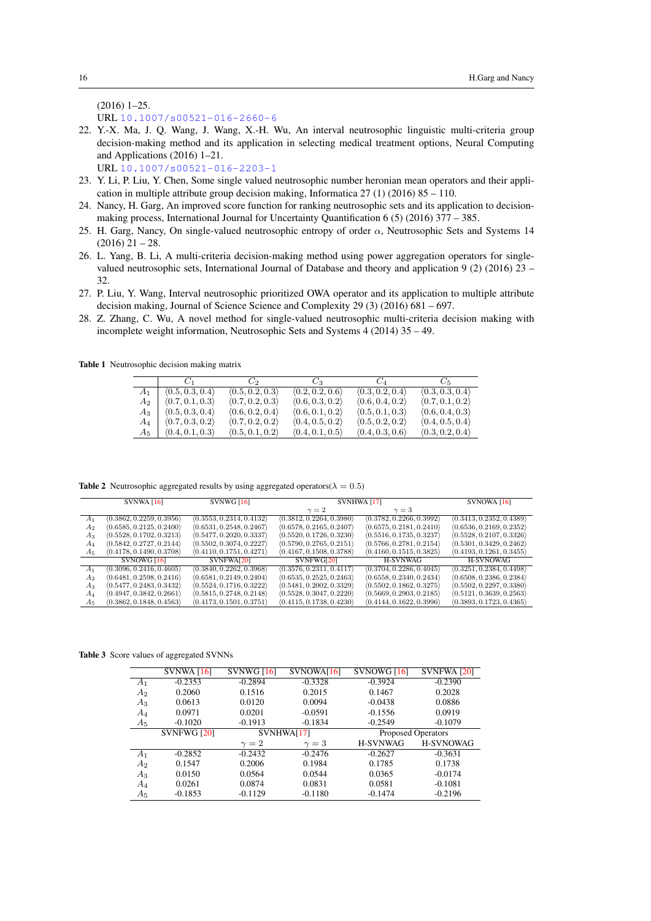(2016) 1–25.
URL 10.1007/s00521-016-2660-6

22. Y.-X. Ma, J. Q. Wang, J. Wang, X.-H. Wu, An interval neutrosophic linguistic multi-criteria group decision-making method and its application in selecting medical treatment options, Neural Computing and Applications (2016) 1–21.
URL 10.1007/s00521-016-2203-1
23. Y. Li, P. Liu, Y. Chen, Some single valued neutrosophic number heronian mean operators and their application in multiple attribute group decision making, Informatica 27 (1) (2016) 85 – 110.
24. Nancy, H. Garg, An improved score function for ranking neutrosophic sets and its application to decision-making process, International Journal for Uncertainty Quantification 6 (5) (2016) 377 – 385.
25. H. Garg, Nancy, On single-valued neutrosophic entropy of order $\alpha$, Neutrosophic Sets and Systems 14 (2016) 21 – 28.
26. L. Yang, B. Li, A multi-criteria decision-making method using power aggregation operators for single-valued neutrosophic sets, International Journal of Database and theory and application 9 (2) (2016) 23 – 32.
27. P. Liu, Y. Wang, Interval neutrosophic prioritized OWA operator and its application to multiple attribute decision making, Journal of Science Science and Complexity 29 (3) (2016) 681 – 697.
28. Z. Zhang, C. Wu, A novel method for single-valued neutrosophic multi-criteria decision making with incomplete weight information, Neutrosophic Sets and Systems 4 (2014) 35 – 49.

**Table 1** Neutrosophic decision making matrix

| | $C_1$ | $C_2$ | $C_3$ | $C_4$ | $C_5$ |
|---|---|---|---|---|---|
| $A_1$ | $\langle 0.5, 0.3, 0.4\rangle$ | $\langle 0.5, 0.2, 0.3\rangle$ | $\langle 0.2, 0.2, 0.6\rangle$ | $\langle 0.3, 0.2, 0.4\rangle$ | $\langle 0.3, 0.3, 0.4\rangle$ |
| $A_2$ | $\langle 0.7, 0.1, 0.3\rangle$ | $\langle 0.7, 0.2, 0.3\rangle$ | $\langle 0.6, 0.3, 0.2\rangle$ | $\langle 0.6, 0.4, 0.2\rangle$ | $\langle 0.7, 0.1, 0.2\rangle$ |
| $A_3$ | $\langle 0.5, 0.3, 0.4\rangle$ | $\langle 0.6, 0.2, 0.4\rangle$ | $\langle 0.6, 0.1, 0.2\rangle$ | $\langle 0.5, 0.1, 0.3\rangle$ | $\langle 0.6, 0.4, 0.3\rangle$ |
| $A_4$ | $\langle 0.7, 0.3, 0.2\rangle$ | $\langle 0.7, 0.2, 0.2\rangle$ | $\langle 0.4, 0.5, 0.2\rangle$ | $\langle 0.5, 0.2, 0.2\rangle$ | $\langle 0.4, 0.5, 0.4\rangle$ |
| $A_5$ | $\langle 0.4, 0.1, 0.3\rangle$ | $\langle 0.5, 0.1, 0.2\rangle$ | $\langle 0.4, 0.1, 0.5\rangle$ | $\langle 0.4, 0.3, 0.6\rangle$ | $\langle 0.3, 0.2, 0.4\rangle$ |

**Table 2** Neutrosophic aggregated results by using aggregated operators($\lambda = 0.5$)

| | SVNWA [16] | SVNWG [16] | SVNHWA [17] | | SVNOWA [16] |
|---|---|---|---|---|---|
| | | | $\gamma = 2$ | $\gamma = 3$ | |
| $A_1$ | $\langle 0.3862, 0.2259, 0.3956\rangle$ | $\langle 0.3553, 0.2314, 0.4132\rangle$ | $\langle 0.3812, 0.2264, 0.3980\rangle$ | $\langle 0.3782, 0.2266, 0.3992\rangle$ | $\langle 0.3413, 0.2352, 0.4389\rangle$ |
| $A_2$ | $\langle 0.6585, 0.2125, 0.2400\rangle$ | $\langle 0.6531, 0.2548, 0.2467\rangle$ | $\langle 0.6578, 0.2165, 0.2407\rangle$ | $\langle 0.6575, 0.2181, 0.2410\rangle$ | $\langle 0.6536, 0.2169, 0.2352\rangle$ |
| $A_3$ | $\langle 0.5528, 0.1702, 0.3213\rangle$ | $\langle 0.5477, 0.2020, 0.3337\rangle$ | $\langle 0.5520, 0.1726, 0.3230\rangle$ | $\langle 0.5516, 0.1735, 0.3237\rangle$ | $\langle 0.5528, 0.2107, 0.3326\rangle$ |
| $A_4$ | $\langle 0.5842, 0.2727, 0.2144\rangle$ | $\langle 0.5502, 0.3074, 0.2227\rangle$ | $\langle 0.5790, 0.2765, 0.2151\rangle$ | $\langle 0.5766, 0.2781, 0.2154\rangle$ | $\langle 0.5301, 0.3429, 0.2462\rangle$ |
| $A_5$ | $\langle 0.4178, 0.1490, 0.3708\rangle$ | $\langle 0.4110, 0.1751, 0.4271\rangle$ | $\langle 0.4167, 0.1508, 0.3788\rangle$ | $\langle 0.4160, 0.1515, 0.3825\rangle$ | $\langle 0.4193, 0.1261, 0.3455\rangle$ |
| | SVNOWG [16] | SVNFWA[20] | SVNFWG[20] | H-SVNWAG | H-SVNOWAG |
| $A_1$ | $\langle 0.3096, 0.2416, 0.4605\rangle$ | $\langle 0.3840, 0.2262, 0.3968\rangle$ | $\langle 0.3576, 0.2311, 0.4117\rangle$ | $\langle 0.3704, 0.2286, 0.4045\rangle$ | $\langle 0.3251, 0.2384, 0.4498\rangle$ |
| $A_2$ | $\langle 0.6481, 0.2598, 0.2416\rangle$ | $\langle 0.6581, 0.2149, 0.2404\rangle$ | $\langle 0.6535, 0.2525, 0.2463\rangle$ | $\langle 0.6558, 0.2340, 0.2434\rangle$ | $\langle 0.6508, 0.2386, 0.2384\rangle$ |
| $A_3$ | $\langle 0.5477, 0.2483, 0.3432\rangle$ | $\langle 0.5524, 0.1716, 0.3222\rangle$ | $\langle 0.5481, 0.2002, 0.3329\rangle$ | $\langle 0.5502, 0.1862, 0.3275\rangle$ | $\langle 0.5502, 0.2297, 0.3380\rangle$ |
| $A_4$ | $\langle 0.4947, 0.3842, 0.2661\rangle$ | $\langle 0.5815, 0.2748, 0.2148\rangle$ | $\langle 0.5528, 0.3047, 0.2220\rangle$ | $\langle 0.5669, 0.2903, 0.2185\rangle$ | $\langle 0.5121, 0.3639, 0.2563\rangle$ |
| $A_5$ | $\langle 0.3862, 0.1848, 0.4563\rangle$ | $\langle 0.4173, 0.1501, 0.3751\rangle$ | $\langle 0.4115, 0.1738, 0.4230\rangle$ | $\langle 0.4144, 0.1622, 0.3996\rangle$ | $\langle 0.3893, 0.1723, 0.4365\rangle$ |

**Table 3** Score values of aggregated SVNNs

| | SVNWA [16] | SVNWG [16] | SVNOWA[16] | SVNOWG [16] | SVNFWA [20] |
|---|---|---|---|---|---|
| $A_1$ | -0.2353 | -0.2894 | -0.3328 | -0.3924 | -0.2390 |
| $A_2$ | 0.2060 | 0.1516 | 0.2015 | 0.1467 | 0.2028 |
| $A_3$ | 0.0613 | 0.0120 | 0.0094 | -0.0438 | 0.0886 |
| $A_4$ | 0.0971 | 0.0201 | -0.0591 | -0.1556 | 0.0919 |
| $A_5$ | -0.1020 | -0.1913 | -0.1834 | -0.2549 | -0.1079 |
| | SVNFWG [20] | SVNHWA[17] | | Proposed Operators | |
| | | $\gamma = 2$ | $\gamma = 3$ | H-SVNWAG | H-SVNOWAG |
| $A_1$ | -0.2852 | -0.2432 | -0.2476 | -0.2627 | -0.3631 |
| $A_2$ | 0.1547 | 0.2006 | 0.1984 | 0.1785 | 0.1738 |
| $A_3$ | 0.0150 | 0.0564 | 0.0544 | 0.0365 | -0.0174 |
| $A_4$ | 0.0261 | 0.0874 | 0.0831 | 0.0581 | -0.1081 |
| $A_5$ | -0.1853 | -0.1129 | -0.1180 | -0.1474 | -0.2196 |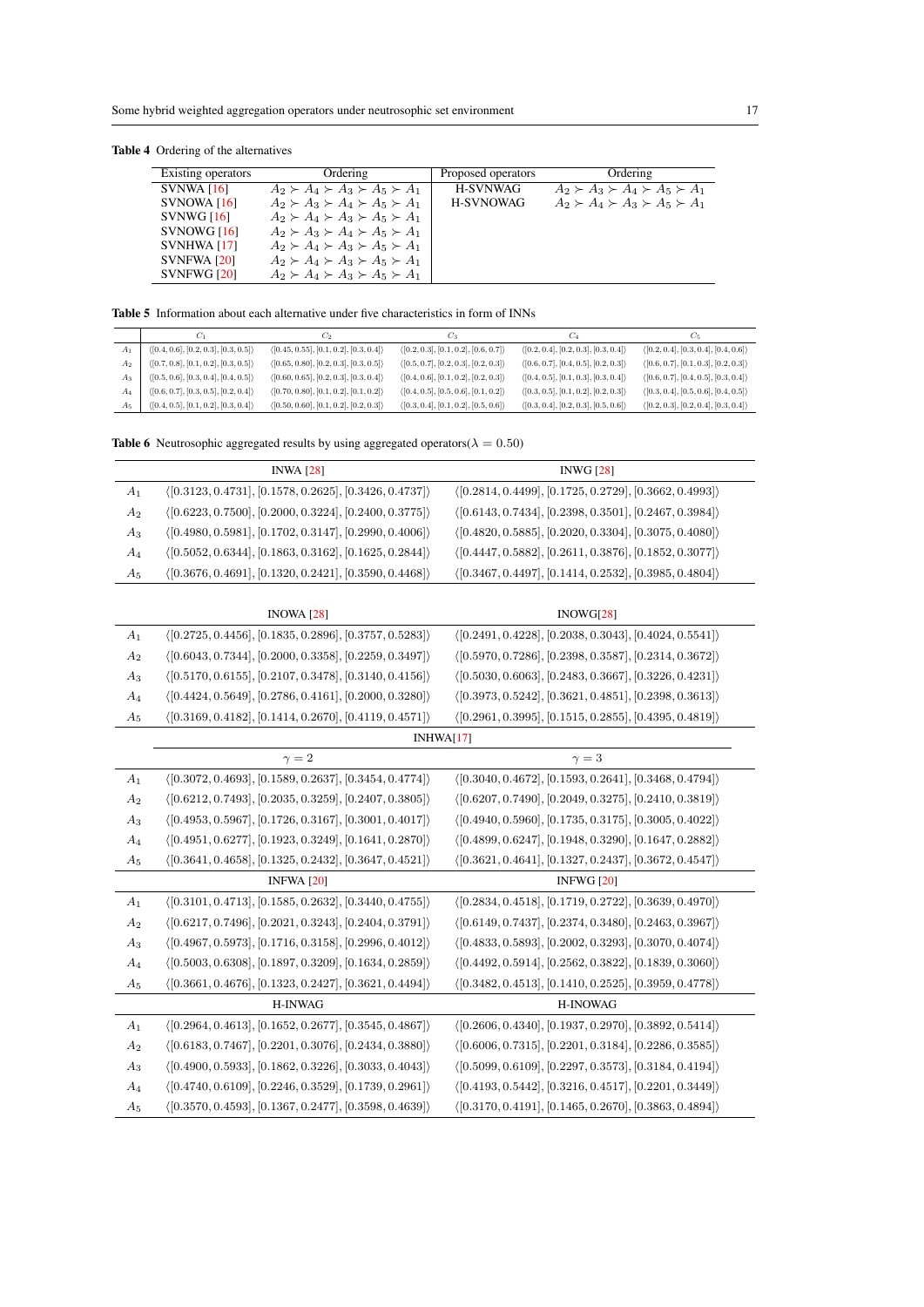**Table 4** Ordering of the alternatives

| Existing operators | Ordering | Proposed operators | Ordering |
|---|---|---|---|
| SVNWA [16] | $A_2 \succ A_4 \succ A_3 \succ A_5 \succ A_1$ | H-SVNWAG | $A_2 \succ A_3 \succ A_4 \succ A_5 \succ A_1$ |
| SVNOWA [16] | $A_2 \succ A_3 \succ A_4 \succ A_5 \succ A_1$ | H-SVNOWAG | $A_2 \succ A_4 \succ A_3 \succ A_5 \succ A_1$ |
| SVNWG [16] | $A_2 \succ A_4 \succ A_3 \succ A_5 \succ A_1$ | | |
| SVNOWG [16] | $A_2 \succ A_3 \succ A_4 \succ A_5 \succ A_1$ | | |
| SVNHWA [17] | $A_2 \succ A_4 \succ A_3 \succ A_5 \succ A_1$ | | |
| SVNFWA [20] | $A_2 \succ A_4 \succ A_3 \succ A_5 \succ A_1$ | | |
| SVNFWG [20] | $A_2 \succ A_4 \succ A_3 \succ A_5 \succ A_1$ | | |

**Table 5** Information about each alternative under five characteristics in form of INNs

| | $C_1$ | $C_2$ | $C_3$ | $C_4$ | $C_5$ |
|---|---|---|---|---|---|
| $A_1$ | $\langle[0.4,0.6],[0.2,0.3],[0.3,0.5]\rangle$ | $\langle[0.45,0.55],[0.1,0.2],[0.3,0.4]\rangle$ | $\langle[0.2,0.3],[0.1,0.2],[0.6,0.7]\rangle$ | $\langle[0.2,0.4],[0.2,0.3],[0.3,0.4]\rangle$ | $\langle[0.2,0.4],[0.3,0.4],[0.4,0.6]\rangle$ |
| $A_2$ | $\langle[0.7,0.8],[0.1,0.2],[0.3,0.5]\rangle$ | $\langle[0.65,0.80],[0.2,0.3],[0.3,0.5]\rangle$ | $\langle[0.5,0.7],[0.2,0.3],[0.2,0.3]\rangle$ | $\langle[0.6,0.7],[0.4,0.5],[0.2,0.3]\rangle$ | $\langle[0.6,0.7],[0.1,0.3],[0.2,0.3]\rangle$ |
| $A_3$ | $\langle[0.5,0.6],[0.3,0.4],[0.4,0.5]\rangle$ | $\langle[0.60,0.65],[0.2,0.3],[0.3,0.4]\rangle$ | $\langle[0.4,0.6],[0.1,0.2],[0.2,0.3]\rangle$ | $\langle[0.4,0.5],[0.1,0.3],[0.3,0.4]\rangle$ | $\langle[0.6,0.7],[0.4,0.5],[0.3,0.4]\rangle$ |
| $A_4$ | $\langle[0.6,0.7],[0.3,0.5],[0.2,0.4]\rangle$ | $\langle[0.70,0.80],[0.1,0.2],[0.1,0.2]\rangle$ | $\langle[0.4,0.5],[0.5,0.6],[0.1,0.2]\rangle$ | $\langle[0.3,0.5],[0.1,0.2],[0.2,0.3]\rangle$ | $\langle[0.3,0.4],[0.5,0.6],[0.4,0.5]\rangle$ |
| $A_5$ | $\langle[0.4,0.5],[0.1,0.2],[0.3,0.4]\rangle$ | $\langle[0.50,0.60],[0.1,0.2],[0.2,0.3]\rangle$ | $\langle[0.3,0.4],[0.1,0.2],[0.5,0.6]\rangle$ | $\langle[0.3,0.4],[0.2,0.3],[0.5,0.6]\rangle$ | $\langle[0.2,0.3],[0.2,0.4],[0.3,0.4]\rangle$ |

**Table 6** Neutrosophic aggregated results by using aggregated operators($\lambda = 0.50$)

| | INWA [28] | INWG [28] |
|---|---|---|
| $A_1$ | $\langle[0.3123,0.4731],[0.1578,0.2625],[0.3426,0.4737]\rangle$ | $\langle[0.2814,0.4499],[0.1725,0.2729],[0.3662,0.4993]\rangle$ |
| $A_2$ | $\langle[0.6223,0.7500],[0.2000,0.3224],[0.2400,0.3775]\rangle$ | $\langle[0.6143,0.7434],[0.2398,0.3501],[0.2467,0.3984]\rangle$ |
| $A_3$ | $\langle[0.4980,0.5981],[0.1702,0.3147],[0.2990,0.4006]\rangle$ | $\langle[0.4820,0.5885],[0.2020,0.3304],[0.3075,0.4080]\rangle$ |
| $A_4$ | $\langle[0.5052,0.6344],[0.1863,0.3162],[0.1625,0.2844]\rangle$ | $\langle[0.4447,0.5882],[0.2611,0.3876],[0.1852,0.3077]\rangle$ |
| $A_5$ | $\langle[0.3676,0.4691],[0.1320,0.2421],[0.3590,0.4468]\rangle$ | $\langle[0.3467,0.4497],[0.1414,0.2532],[0.3985,0.4804]\rangle$ |
| | **INOWA [28]** | **INOWG [28]** |
| $A_1$ | $\langle[0.2725,0.4456],[0.1835,0.2896],[0.3757,0.5283]\rangle$ | $\langle[0.2491,0.4228],[0.2038,0.3043],[0.4024,0.5541]\rangle$ |
| $A_2$ | $\langle[0.6043,0.7344],[0.2000,0.3358],[0.2259,0.3497]\rangle$ | $\langle[0.5970,0.7286],[0.2398,0.3587],[0.2314,0.3672]\rangle$ |
| $A_3$ | $\langle[0.5170,0.6155],[0.2107,0.3478],[0.3140,0.4156]\rangle$ | $\langle[0.5030,0.6063],[0.2483,0.3667],[0.3226,0.4231]\rangle$ |
| $A_4$ | $\langle[0.4424,0.5649],[0.2786,0.4161],[0.2000,0.3280]\rangle$ | $\langle[0.3973,0.5242],[0.3621,0.4851],[0.2398,0.3613]\rangle$ |
| $A_5$ | $\langle[0.3169,0.4182],[0.1414,0.2670],[0.4119,0.4571]\rangle$ | $\langle[0.2961,0.3995],[0.1515,0.2855],[0.4395,0.4819]\rangle$ |
| | **INHWA [17]** | |
| | $\gamma = 2$ | $\gamma = 3$ |
| $A_1$ | $\langle[0.3072,0.4693],[0.1589,0.2637],[0.3454,0.4774]\rangle$ | $\langle[0.3040,0.4672],[0.1593,0.2641],[0.3468,0.4794]\rangle$ |
| $A_2$ | $\langle[0.6212,0.7493],[0.2035,0.3259],[0.2407,0.3805]\rangle$ | $\langle[0.6207,0.7490],[0.2049,0.3275],[0.2410,0.3819]\rangle$ |
| $A_3$ | $\langle[0.4953,0.5967],[0.1726,0.3167],[0.3001,0.4017]\rangle$ | $\langle[0.4940,0.5960],[0.1735,0.3175],[0.3005,0.4022]\rangle$ |
| $A_4$ | $\langle[0.4951,0.6277],[0.1923,0.3249],[0.1641,0.2870]\rangle$ | $\langle[0.4899,0.6247],[0.1948,0.3290],[0.1647,0.2882]\rangle$ |
| $A_5$ | $\langle[0.3641,0.4658],[0.1325,0.2432],[0.3647,0.4521]\rangle$ | $\langle[0.3621,0.4641],[0.1327,0.2437],[0.3672,0.4547]\rangle$ |
| | **INFWA [20]** | **INFWG [20]** |
| $A_1$ | $\langle[0.3101,0.4713],[0.1585,0.2632],[0.3440,0.4755]\rangle$ | $\langle[0.2834,0.4518],[0.1719,0.2722],[0.3639,0.4970]\rangle$ |
| $A_2$ | $\langle[0.6217,0.7496],[0.2021,0.3243],[0.2404,0.3791]\rangle$ | $\langle[0.6149,0.7437],[0.2374,0.3480],[0.2463,0.3967]\rangle$ |
| $A_3$ | $\langle[0.4967,0.5973],[0.1716,0.3158],[0.2996,0.4012]\rangle$ | $\langle[0.4833,0.5893],[0.2002,0.3293],[0.3070,0.4074]\rangle$ |
| $A_4$ | $\langle[0.5003,0.6308],[0.1897,0.3209],[0.1634,0.2859]\rangle$ | $\langle[0.4492,0.5914],[0.2562,0.3822],[0.1839,0.3060]\rangle$ |
| $A_5$ | $\langle[0.3661,0.4676],[0.1323,0.2427],[0.3621,0.4494]\rangle$ | $\langle[0.3482,0.4513],[0.1410,0.2525],[0.3959,0.4778]\rangle$ |
| | **H-INWAG** | **H-INOWAG** |
| $A_1$ | $\langle[0.2964,0.4613],[0.1652,0.2677],[0.3545,0.4867]\rangle$ | $\langle[0.2606,0.4340],[0.1937,0.2970],[0.3892,0.5414]\rangle$ |
| $A_2$ | $\langle[0.6183,0.7467],[0.2201,0.3076],[0.2434,0.3880]\rangle$ | $\langle[0.6006,0.7315],[0.2201,0.3184],[0.2286,0.3585]\rangle$ |
| $A_3$ | $\langle[0.4900,0.5933],[0.1862,0.3226],[0.3033,0.4043]\rangle$ | $\langle[0.5099,0.6109],[0.2297,0.3573],[0.3184,0.4194]\rangle$ |
| $A_4$ | $\langle[0.4740,0.6109],[0.2246,0.3529],[0.1739,0.2961]\rangle$ | $\langle[0.4193,0.5442],[0.3216,0.4517],[0.2201,0.3449]\rangle$ |
| $A_5$ | $\langle[0.3570,0.4593],[0.1367,0.2477],[0.3598,0.4639]\rangle$ | $\langle[0.3170,0.4191],[0.1465,0.2670],[0.3863,0.4894]\rangle$ |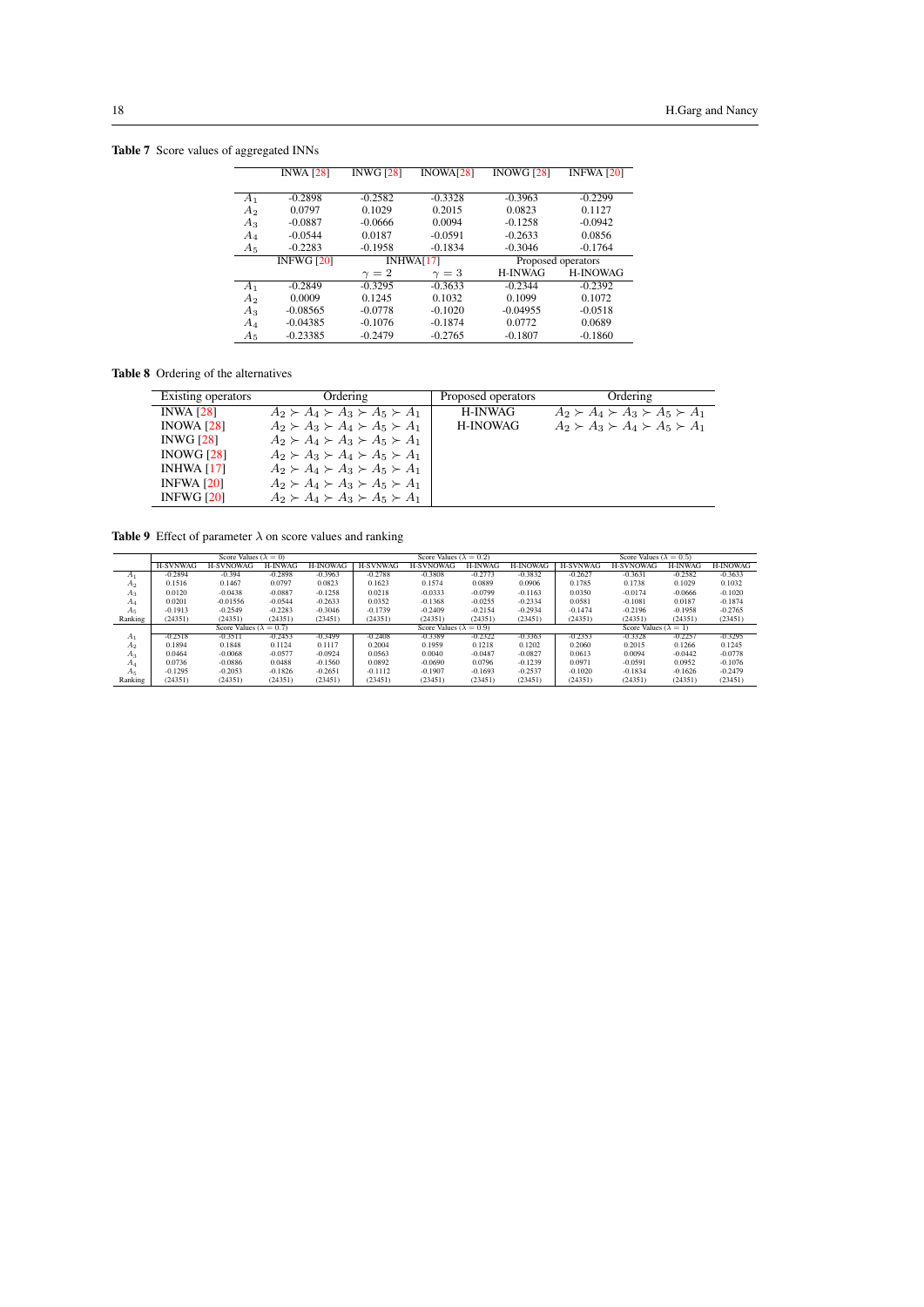**Table 7** Score values of aggregated INNs

| | INWA [28] | INWG [28] | INOWA[28] | INOWG [28] | INFWA [20] |
|---|---|---|---|---|---|
| $A_1$ | -0.2898 | -0.2582 | -0.3328 | -0.3963 | -0.2299 |
| $A_2$ | 0.0797 | 0.1029 | 0.2015 | 0.0823 | 0.1127 |
| $A_3$ | -0.0887 | -0.0666 | 0.0094 | -0.1258 | -0.0942 |
| $A_4$ | -0.0544 | 0.0187 | -0.0591 | -0.2633 | 0.0856 |
| $A_5$ | -0.2283 | -0.1958 | -0.1834 | -0.3046 | -0.1764 |
| | INFWG [20] | INHWA[17] | | Proposed operators | |
| | | $\gamma = 2$ | $\gamma = 3$ | H-INWAG | H-INOWAG |
| $A_1$ | -0.2849 | -0.3295 | -0.3633 | -0.2344 | -0.2392 |
| $A_2$ | 0.0009 | 0.1245 | 0.1032 | 0.1099 | 0.1072 |
| $A_3$ | -0.08565 | -0.0778 | -0.1020 | -0.04955 | -0.0518 |
| $A_4$ | -0.04385 | -0.1076 | -0.1874 | 0.0772 | 0.0689 |
| $A_5$ | -0.23385 | -0.2479 | -0.2765 | -0.1807 | -0.1860 |

**Table 8** Ordering of the alternatives

| Existing operators | Ordering | Proposed operators | Ordering |
|---|---|---|---|
| INWA [28] | $A_2 \succ A_4 \succ A_3 \succ A_5 \succ A_1$ | H-INWAG | $A_2 \succ A_4 \succ A_3 \succ A_5 \succ A_1$ |
| INOWA [28] | $A_2 \succ A_3 \succ A_4 \succ A_5 \succ A_1$ | H-INOWAG | $A_2 \succ A_3 \succ A_4 \succ A_5 \succ A_1$ |
| INWG [28] | $A_2 \succ A_4 \succ A_3 \succ A_5 \succ A_1$ | | |
| INOWG [28] | $A_2 \succ A_3 \succ A_4 \succ A_5 \succ A_1$ | | |
| INHWA [17] | $A_2 \succ A_4 \succ A_3 \succ A_5 \succ A_1$ | | |
| INFWA [20] | $A_2 \succ A_4 \succ A_3 \succ A_5 \succ A_1$ | | |
| INFWG [20] | $A_2 \succ A_4 \succ A_3 \succ A_5 \succ A_1$ | | |

**Table 9** Effect of parameter $\lambda$ on score values and ranking

| | Score Values ($\lambda = 0$) | | | | Score Values ($\lambda = 0.2$) | | | | Score Values ($\lambda = 0.5$) | | | |
|---|---|---|---|---|---|---|---|---|---|---|---|---|
| | H-SVNWAG | H-SVNOWAG | H-INWAG | H-INOWAG | H-SVNWAG | H-SVNOWAG | H-INWAG | H-INOWAG | H-SVNWAG | H-SVNOWAG | H-INWAG | H-INOWAG |
| $A_1$ | -0.2894 | -0.394 | -0.2898 | -0.3963 | -0.2788 | -0.3808 | -0.2773 | -0.3832 | -0.2627 | -0.3631 | -0.2582 | -0.3633 |
| $A_2$ | 0.1516 | 0.1467 | 0.0797 | 0.0823 | 0.1623 | 0.1574 | 0.0889 | 0.0906 | 0.1785 | 0.1738 | 0.1029 | 0.1032 |
| $A_3$ | 0.0120 | -0.0438 | -0.0887 | -0.1258 | 0.0218 | -0.0333 | -0.0799 | -0.1163 | 0.0350 | -0.0174 | -0.0666 | -0.1020 |
| $A_4$ | 0.0201 | -0.01556 | -0.0544 | -0.2633 | 0.0352 | -0.1368 | -0.0255 | -0.2334 | 0.0581 | -0.1081 | 0.0187 | -0.1874 |
| $A_5$ | -0.1913 | -0.2549 | -0.2283 | -0.3046 | -0.1739 | -0.2409 | -0.2154 | -0.2934 | -0.1474 | -0.2196 | -0.1958 | -0.2765 |
| Ranking | (24351) | (24351) | (24351) | (23451) | (24351) | (24351) | (24351) | (23451) | (24351) | (24351) | (24351) | (23451) |
| | Score Values ($\lambda = 0.7$) | | | | Score Values ($\lambda = 0.9$) | | | | Score Values ($\lambda = 1$) | | | |
| $A_1$ | -0.2518 | -0.3511 | -0.2453 | -0.3499 | -0.2408 | -0.3389 | -0.2322 | -0.3363 | -0.2353 | -0.3328 | -0.2257 | -0.3295 |
| $A_2$ | 0.1894 | 0.1848 | 0.1124 | 0.1117 | 0.2004 | 0.1959 | 0.1218 | 0.1202 | 0.2060 | 0.2015 | 0.1266 | 0.1245 |
| $A_3$ | 0.0464 | -0.0068 | -0.0577 | -0.0924 | 0.0563 | 0.0040 | -0.0487 | -0.0827 | 0.0613 | 0.0094 | -0.0442 | -0.0778 |
| $A_4$ | 0.0736 | -0.0886 | 0.0488 | -0.1560 | 0.0892 | -0.0690 | 0.0796 | -0.1239 | 0.0971 | -0.0591 | 0.0952 | -0.1076 |
| $A_5$ | -0.1295 | -0.2053 | -0.1826 | -0.2651 | -0.1112 | -0.1907 | -0.1693 | -0.2537 | -0.1020 | -0.1834 | -0.1626 | -0.2479 |
| Ranking | (24351) | (24351) | (24351) | (23451) | (23451) | (23451) | (23451) | (23451) | (24351) | (24351) | (24351) | (23451) |